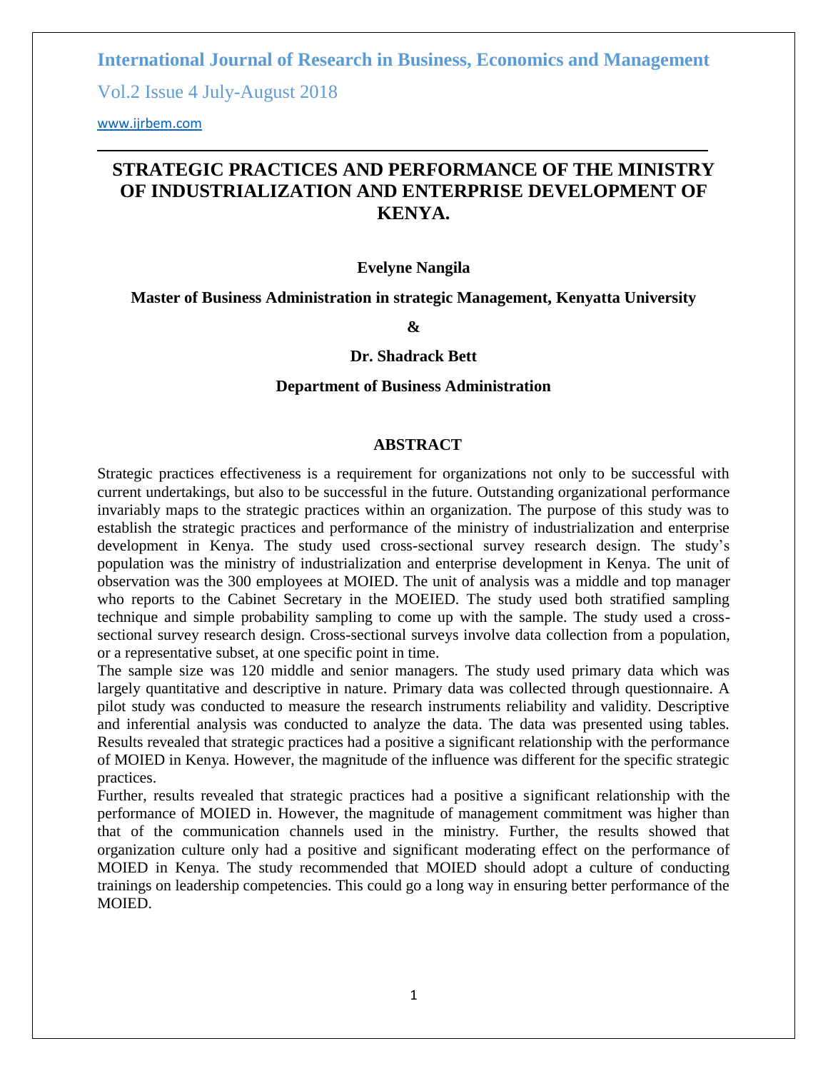# STRATEGIC PRACTICES AND PERFORMANCE OF THE MINISTRY OF INDUSTRIALIZATION AND ENTERPRISE DEVELOPMENT OF KENYA.

**Evelyne Nangila**

**Master of Business Administration in strategic Management, Kenyatta University**

**&**

**Dr. Shadrack Bett**

**Department of Business Administration**

## ABSTRACT

Strategic practices effectiveness is a requirement for organizations not only to be successful with current undertakings, but also to be successful in the future. Outstanding organizational performance invariably maps to the strategic practices within an organization. The purpose of this study was to establish the strategic practices and performance of the ministry of industrialization and enterprise development in Kenya. The study used cross-sectional survey research design. The study's population was the ministry of industrialization and enterprise development in Kenya. The unit of observation was the 300 employees at MOIED. The unit of analysis was a middle and top manager who reports to the Cabinet Secretary in the MOEIED. The study used both stratified sampling technique and simple probability sampling to come up with the sample. The study used a cross-sectional survey research design. Cross-sectional surveys involve data collection from a population, or a representative subset, at one specific point in time.

The sample size was 120 middle and senior managers. The study used primary data which was largely quantitative and descriptive in nature. Primary data was collected through questionnaire. A pilot study was conducted to measure the research instruments reliability and validity. Descriptive and inferential analysis was conducted to analyze the data. The data was presented using tables. Results revealed that strategic practices had a positive a significant relationship with the performance of MOIED in Kenya. However, the magnitude of the influence was different for the specific strategic practices.

Further, results revealed that strategic practices had a positive a significant relationship with the performance of MOIED in. However, the magnitude of management commitment was higher than that of the communication channels used in the ministry. Further, the results showed that organization culture only had a positive and significant moderating effect on the performance of MOIED in Kenya. The study recommended that MOIED should adopt a culture of conducting trainings on leadership competencies. This could go a long way in ensuring better performance of the MOIED.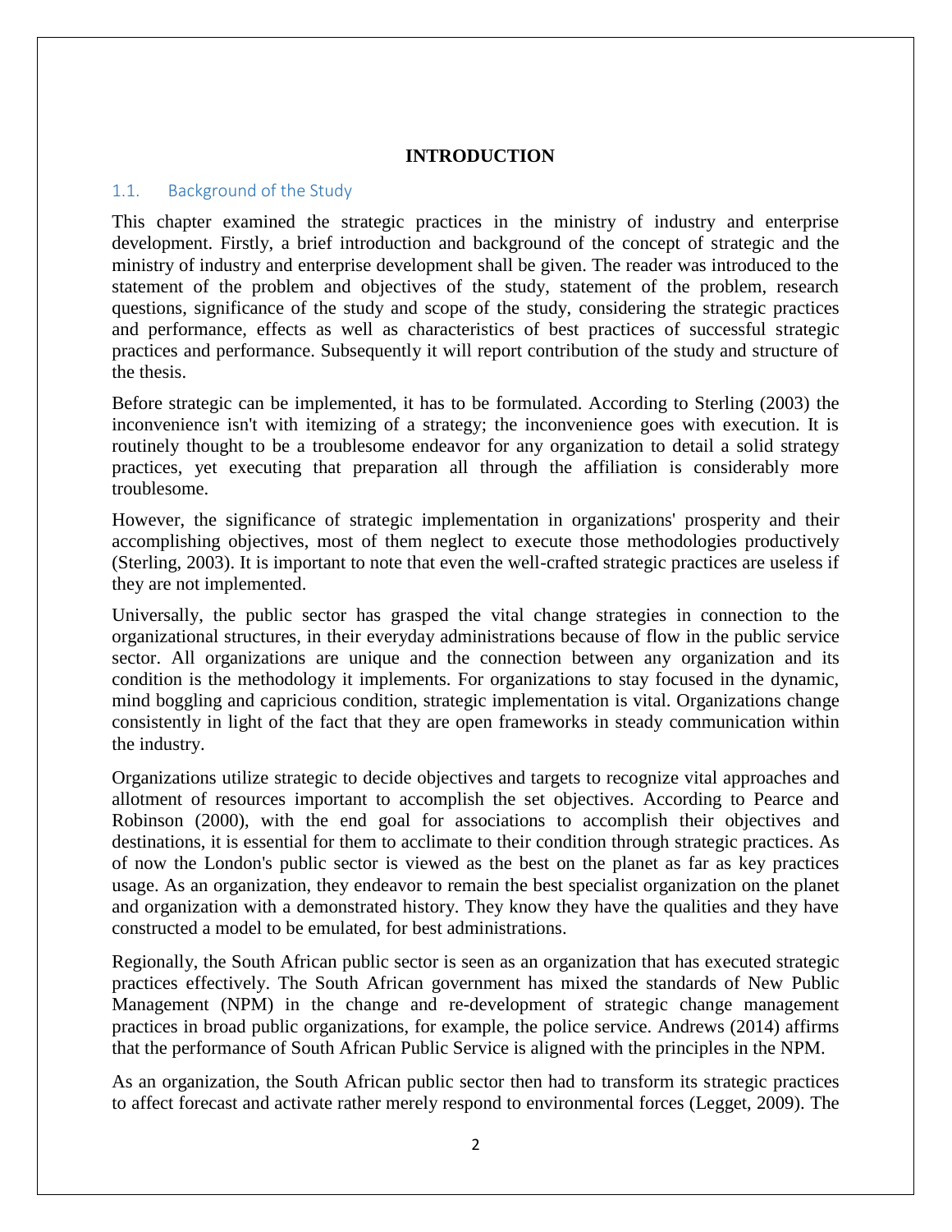**INTRODUCTION**

## 1.1. Background of the Study

This chapter examined the strategic practices in the ministry of industry and enterprise development. Firstly, a brief introduction and background of the concept of strategic and the ministry of industry and enterprise development shall be given. The reader was introduced to the statement of the problem and objectives of the study, statement of the problem, research questions, significance of the study and scope of the study, considering the strategic practices and performance, effects as well as characteristics of best practices of successful strategic practices and performance. Subsequently it will report contribution of the study and structure of the thesis.

Before strategic can be implemented, it has to be formulated. According to Sterling (2003) the inconvenience isn't with itemizing of a strategy; the inconvenience goes with execution. It is routinely thought to be a troublesome endeavor for any organization to detail a solid strategy practices, yet executing that preparation all through the affiliation is considerably more troublesome.

However, the significance of strategic implementation in organizations' prosperity and their accomplishing objectives, most of them neglect to execute those methodologies productively (Sterling, 2003). It is important to note that even the well-crafted strategic practices are useless if they are not implemented.

Universally, the public sector has grasped the vital change strategies in connection to the organizational structures, in their everyday administrations because of flow in the public service sector. All organizations are unique and the connection between any organization and its condition is the methodology it implements. For organizations to stay focused in the dynamic, mind boggling and capricious condition, strategic implementation is vital. Organizations change consistently in light of the fact that they are open frameworks in steady communication within the industry.

Organizations utilize strategic to decide objectives and targets to recognize vital approaches and allotment of resources important to accomplish the set objectives. According to Pearce and Robinson (2000), with the end goal for associations to accomplish their objectives and destinations, it is essential for them to acclimate to their condition through strategic practices. As of now the London's public sector is viewed as the best on the planet as far as key practices usage. As an organization, they endeavor to remain the best specialist organization on the planet and organization with a demonstrated history. They know they have the qualities and they have constructed a model to be emulated, for best administrations.

Regionally, the South African public sector is seen as an organization that has executed strategic practices effectively. The South African government has mixed the standards of New Public Management (NPM) in the change and re-development of strategic change management practices in broad public organizations, for example, the police service. Andrews (2014) affirms that the performance of South African Public Service is aligned with the principles in the NPM.

As an organization, the South African public sector then had to transform its strategic practices to affect forecast and activate rather merely respond to environmental forces (Legget, 2009). The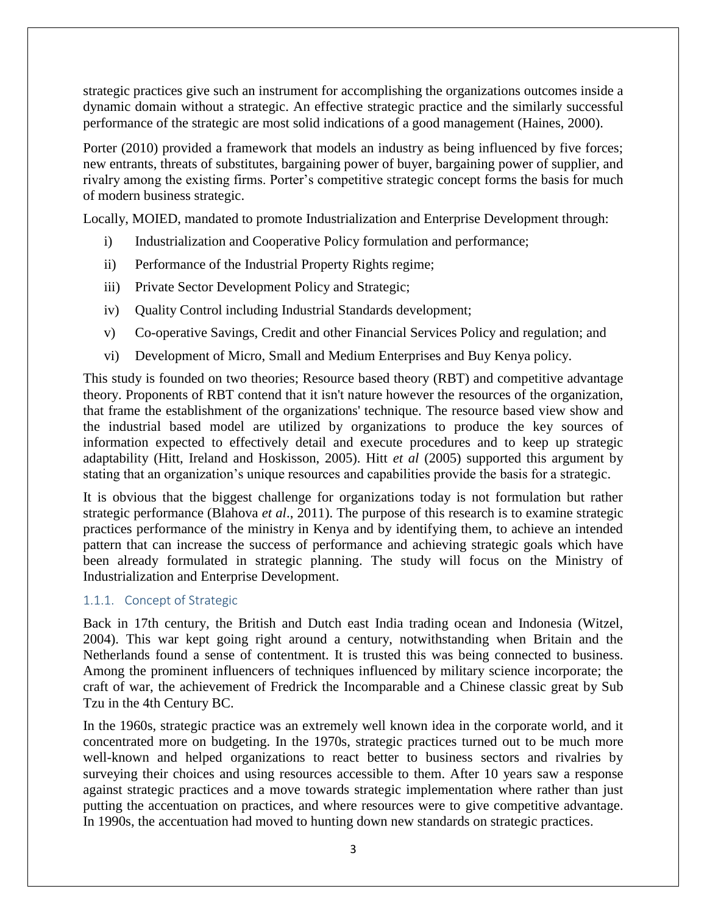strategic practices give such an instrument for accomplishing the organizations outcomes inside a dynamic domain without a strategic. An effective strategic practice and the similarly successful performance of the strategic are most solid indications of a good management (Haines, 2000).

Porter (2010) provided a framework that models an industry as being influenced by five forces; new entrants, threats of substitutes, bargaining power of buyer, bargaining power of supplier, and rivalry among the existing firms. Porter's competitive strategic concept forms the basis for much of modern business strategic.

Locally, MOIED, mandated to promote Industrialization and Enterprise Development through:

i) Industrialization and Cooperative Policy formulation and performance;

ii) Performance of the Industrial Property Rights regime;

iii) Private Sector Development Policy and Strategic;

iv) Quality Control including Industrial Standards development;

v) Co-operative Savings, Credit and other Financial Services Policy and regulation; and

vi) Development of Micro, Small and Medium Enterprises and Buy Kenya policy.

This study is founded on two theories; Resource based theory (RBT) and competitive advantage theory. Proponents of RBT contend that it isn't nature however the resources of the organization, that frame the establishment of the organizations' technique. The resource based view show and the industrial based model are utilized by organizations to produce the key sources of information expected to effectively detail and execute procedures and to keep up strategic adaptability (Hitt, Ireland and Hoskisson, 2005). Hitt *et al* (2005) supported this argument by stating that an organization's unique resources and capabilities provide the basis for a strategic.

It is obvious that the biggest challenge for organizations today is not formulation but rather strategic performance (Blahova *et al*., 2011). The purpose of this research is to examine strategic practices performance of the ministry in Kenya and by identifying them, to achieve an intended pattern that can increase the success of performance and achieving strategic goals which have been already formulated in strategic planning. The study will focus on the Ministry of Industrialization and Enterprise Development.

### 1.1.1. Concept of Strategic

Back in 17th century, the British and Dutch east India trading ocean and Indonesia (Witzel, 2004). This war kept going right around a century, notwithstanding when Britain and the Netherlands found a sense of contentment. It is trusted this was being connected to business. Among the prominent influencers of techniques influenced by military science incorporate; the craft of war, the achievement of Fredrick the Incomparable and a Chinese classic great by Sub Tzu in the 4th Century BC.

In the 1960s, strategic practice was an extremely well known idea in the corporate world, and it concentrated more on budgeting. In the 1970s, strategic practices turned out to be much more well-known and helped organizations to react better to business sectors and rivalries by surveying their choices and using resources accessible to them. After 10 years saw a response against strategic practices and a move towards strategic implementation where rather than just putting the accentuation on practices, and where resources were to give competitive advantage. In 1990s, the accentuation had moved to hunting down new standards on strategic practices.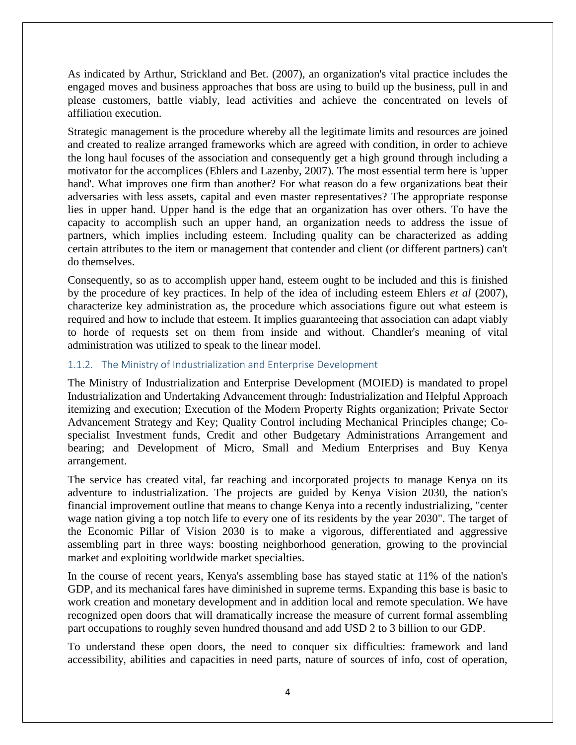As indicated by Arthur, Strickland and Bet. (2007), an organization's vital practice includes the engaged moves and business approaches that boss are using to build up the business, pull in and please customers, battle viably, lead activities and achieve the concentrated on levels of affiliation execution.

Strategic management is the procedure whereby all the legitimate limits and resources are joined and created to realize arranged frameworks which are agreed with condition, in order to achieve the long haul focuses of the association and consequently get a high ground through including a motivator for the accomplices (Ehlers and Lazenby, 2007). The most essential term here is 'upper hand'. What improves one firm than another? For what reason do a few organizations beat their adversaries with less assets, capital and even master representatives? The appropriate response lies in upper hand. Upper hand is the edge that an organization has over others. To have the capacity to accomplish such an upper hand, an organization needs to address the issue of partners, which implies including esteem. Including quality can be characterized as adding certain attributes to the item or management that contender and client (or different partners) can't do themselves.

Consequently, so as to accomplish upper hand, esteem ought to be included and this is finished by the procedure of key practices. In help of the idea of including esteem Ehlers *et al* (2007), characterize key administration as, the procedure which associations figure out what esteem is required and how to include that esteem. It implies guaranteeing that association can adapt viably to horde of requests set on them from inside and without. Chandler's meaning of vital administration was utilized to speak to the linear model.

### 1.1.2. The Ministry of Industrialization and Enterprise Development

The Ministry of Industrialization and Enterprise Development (MOIED) is mandated to propel Industrialization and Undertaking Advancement through: Industrialization and Helpful Approach itemizing and execution; Execution of the Modern Property Rights organization; Private Sector Advancement Strategy and Key; Quality Control including Mechanical Principles change; Co-specialist Investment funds, Credit and other Budgetary Administrations Arrangement and bearing; and Development of Micro, Small and Medium Enterprises and Buy Kenya arrangement.

The service has created vital, far reaching and incorporated projects to manage Kenya on its adventure to industrialization. The projects are guided by Kenya Vision 2030, the nation's financial improvement outline that means to change Kenya into a recently industrializing, "center wage nation giving a top notch life to every one of its residents by the year 2030". The target of the Economic Pillar of Vision 2030 is to make a vigorous, differentiated and aggressive assembling part in three ways: boosting neighborhood generation, growing to the provincial market and exploiting worldwide market specialties.

In the course of recent years, Kenya's assembling base has stayed static at 11% of the nation's GDP, and its mechanical fares have diminished in supreme terms. Expanding this base is basic to work creation and monetary development and in addition local and remote speculation. We have recognized open doors that will dramatically increase the measure of current formal assembling part occupations to roughly seven hundred thousand and add USD 2 to 3 billion to our GDP.

To understand these open doors, the need to conquer six difficulties: framework and land accessibility, abilities and capacities in need parts, nature of sources of info, cost of operation,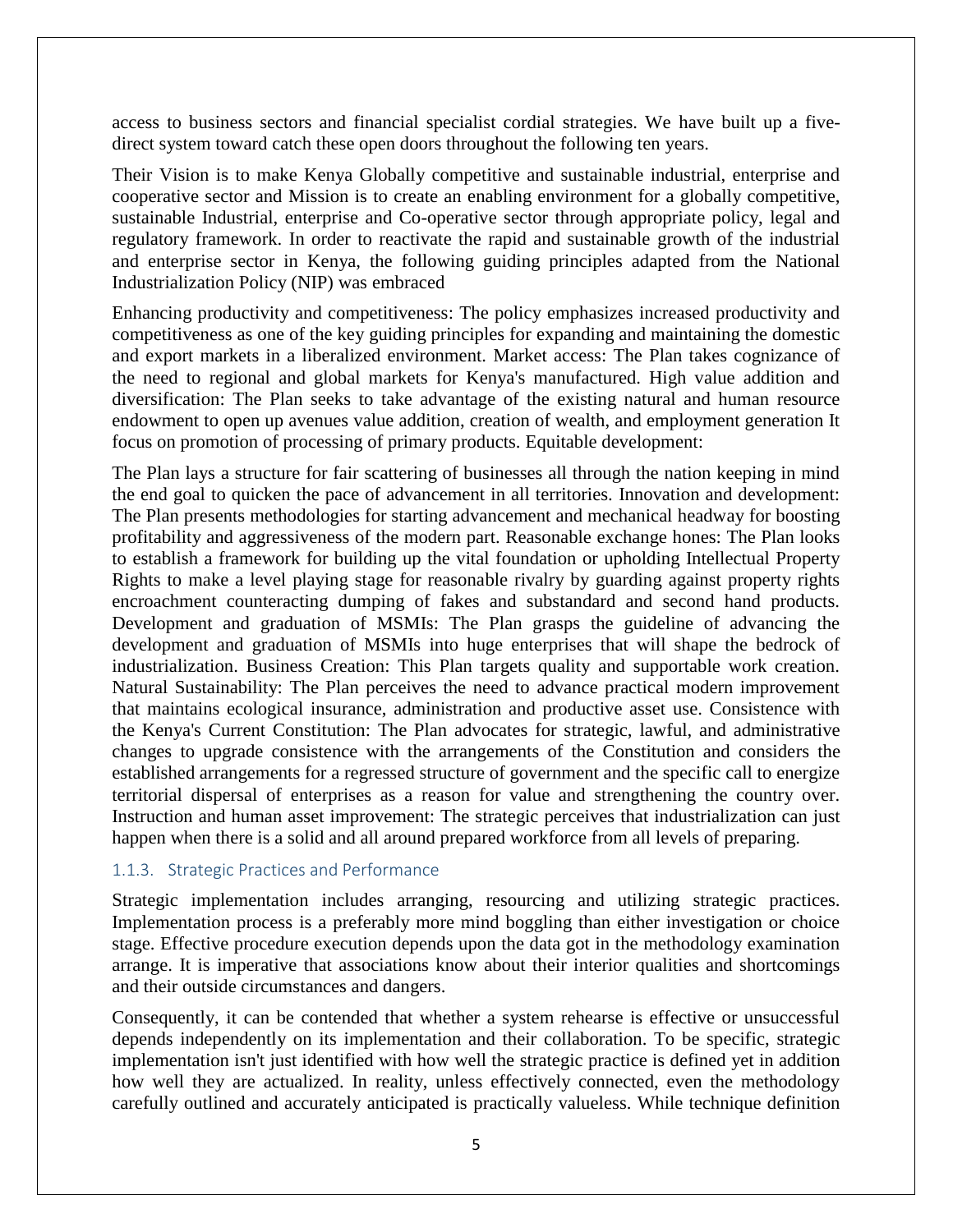access to business sectors and financial specialist cordial strategies. We have built up a five-direct system toward catch these open doors throughout the following ten years.

Their Vision is to make Kenya Globally competitive and sustainable industrial, enterprise and cooperative sector and Mission is to create an enabling environment for a globally competitive, sustainable Industrial, enterprise and Co-operative sector through appropriate policy, legal and regulatory framework. In order to reactivate the rapid and sustainable growth of the industrial and enterprise sector in Kenya, the following guiding principles adapted from the National Industrialization Policy (NIP) was embraced

Enhancing productivity and competitiveness: The policy emphasizes increased productivity and competitiveness as one of the key guiding principles for expanding and maintaining the domestic and export markets in a liberalized environment. Market access: The Plan takes cognizance of the need to regional and global markets for Kenya's manufactured. High value addition and diversification: The Plan seeks to take advantage of the existing natural and human resource endowment to open up avenues value addition, creation of wealth, and employment generation It focus on promotion of processing of primary products. Equitable development:

The Plan lays a structure for fair scattering of businesses all through the nation keeping in mind the end goal to quicken the pace of advancement in all territories. Innovation and development: The Plan presents methodologies for starting advancement and mechanical headway for boosting profitability and aggressiveness of the modern part. Reasonable exchange hones: The Plan looks to establish a framework for building up the vital foundation or upholding Intellectual Property Rights to make a level playing stage for reasonable rivalry by guarding against property rights encroachment counteracting dumping of fakes and substandard and second hand products. Development and graduation of MSMIs: The Plan grasps the guideline of advancing the development and graduation of MSMIs into huge enterprises that will shape the bedrock of industrialization. Business Creation: This Plan targets quality and supportable work creation. Natural Sustainability: The Plan perceives the need to advance practical modern improvement that maintains ecological insurance, administration and productive asset use. Consistence with the Kenya's Current Constitution: The Plan advocates for strategic, lawful, and administrative changes to upgrade consistence with the arrangements of the Constitution and considers the established arrangements for a regressed structure of government and the specific call to energize territorial dispersal of enterprises as a reason for value and strengthening the country over. Instruction and human asset improvement: The strategic perceives that industrialization can just happen when there is a solid and all around prepared workforce from all levels of preparing.

### 1.1.3. Strategic Practices and Performance

Strategic implementation includes arranging, resourcing and utilizing strategic practices. Implementation process is a preferably more mind boggling than either investigation or choice stage. Effective procedure execution depends upon the data got in the methodology examination arrange. It is imperative that associations know about their interior qualities and shortcomings and their outside circumstances and dangers.

Consequently, it can be contended that whether a system rehearse is effective or unsuccessful depends independently on its implementation and their collaboration. To be specific, strategic implementation isn't just identified with how well the strategic practice is defined yet in addition how well they are actualized. In reality, unless effectively connected, even the methodology carefully outlined and accurately anticipated is practically valueless. While technique definition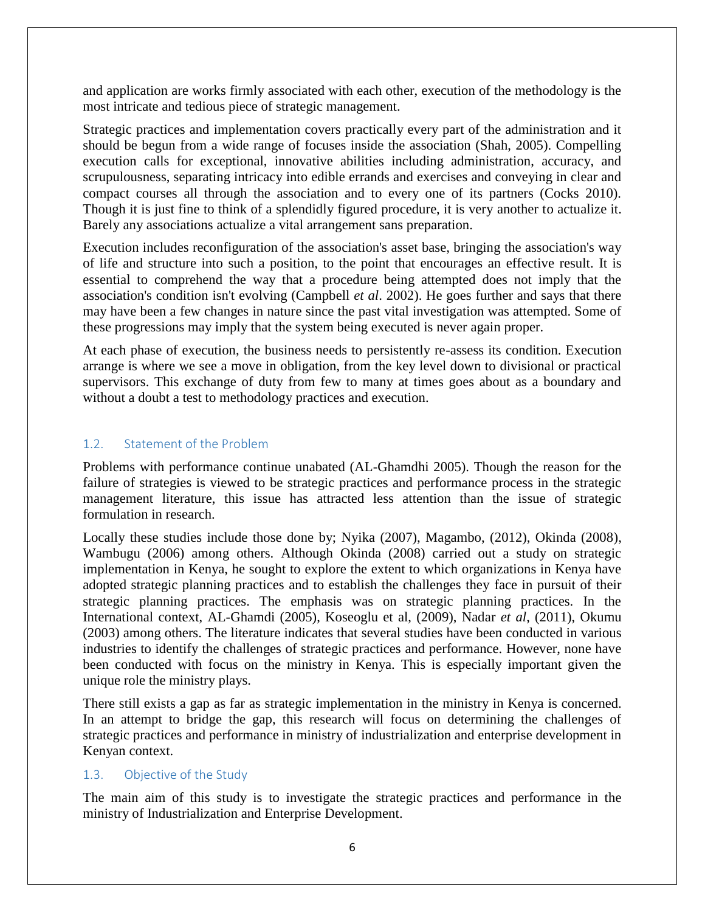and application are works firmly associated with each other, execution of the methodology is the most intricate and tedious piece of strategic management.

Strategic practices and implementation covers practically every part of the administration and it should be begun from a wide range of focuses inside the association (Shah, 2005). Compelling execution calls for exceptional, innovative abilities including administration, accuracy, and scrupulousness, separating intricacy into edible errands and exercises and conveying in clear and compact courses all through the association and to every one of its partners (Cocks 2010). Though it is just fine to think of a splendidly figured procedure, it is very another to actualize it. Barely any associations actualize a vital arrangement sans preparation.

Execution includes reconfiguration of the association's asset base, bringing the association's way of life and structure into such a position, to the point that encourages an effective result. It is essential to comprehend the way that a procedure being attempted does not imply that the association's condition isn't evolving (Campbell *et al*. 2002). He goes further and says that there may have been a few changes in nature since the past vital investigation was attempted. Some of these progressions may imply that the system being executed is never again proper.

At each phase of execution, the business needs to persistently re-assess its condition. Execution arrange is where we see a move in obligation, from the key level down to divisional or practical supervisors. This exchange of duty from few to many at times goes about as a boundary and without a doubt a test to methodology practices and execution.

## 1.2. Statement of the Problem

Problems with performance continue unabated (AL-Ghamdhi 2005). Though the reason for the failure of strategies is viewed to be strategic practices and performance process in the strategic management literature, this issue has attracted less attention than the issue of strategic formulation in research.

Locally these studies include those done by; Nyika (2007), Magambo, (2012), Okinda (2008), Wambugu (2006) among others. Although Okinda (2008) carried out a study on strategic implementation in Kenya, he sought to explore the extent to which organizations in Kenya have adopted strategic planning practices and to establish the challenges they face in pursuit of their strategic planning practices. The emphasis was on strategic planning practices. In the International context, AL-Ghamdi (2005), Koseoglu et al, (2009), Nadar *et al*, (2011), Okumu (2003) among others. The literature indicates that several studies have been conducted in various industries to identify the challenges of strategic practices and performance. However, none have been conducted with focus on the ministry in Kenya. This is especially important given the unique role the ministry plays.

There still exists a gap as far as strategic implementation in the ministry in Kenya is concerned. In an attempt to bridge the gap, this research will focus on determining the challenges of strategic practices and performance in ministry of industrialization and enterprise development in Kenyan context.

## 1.3. Objective of the Study

The main aim of this study is to investigate the strategic practices and performance in the ministry of Industrialization and Enterprise Development.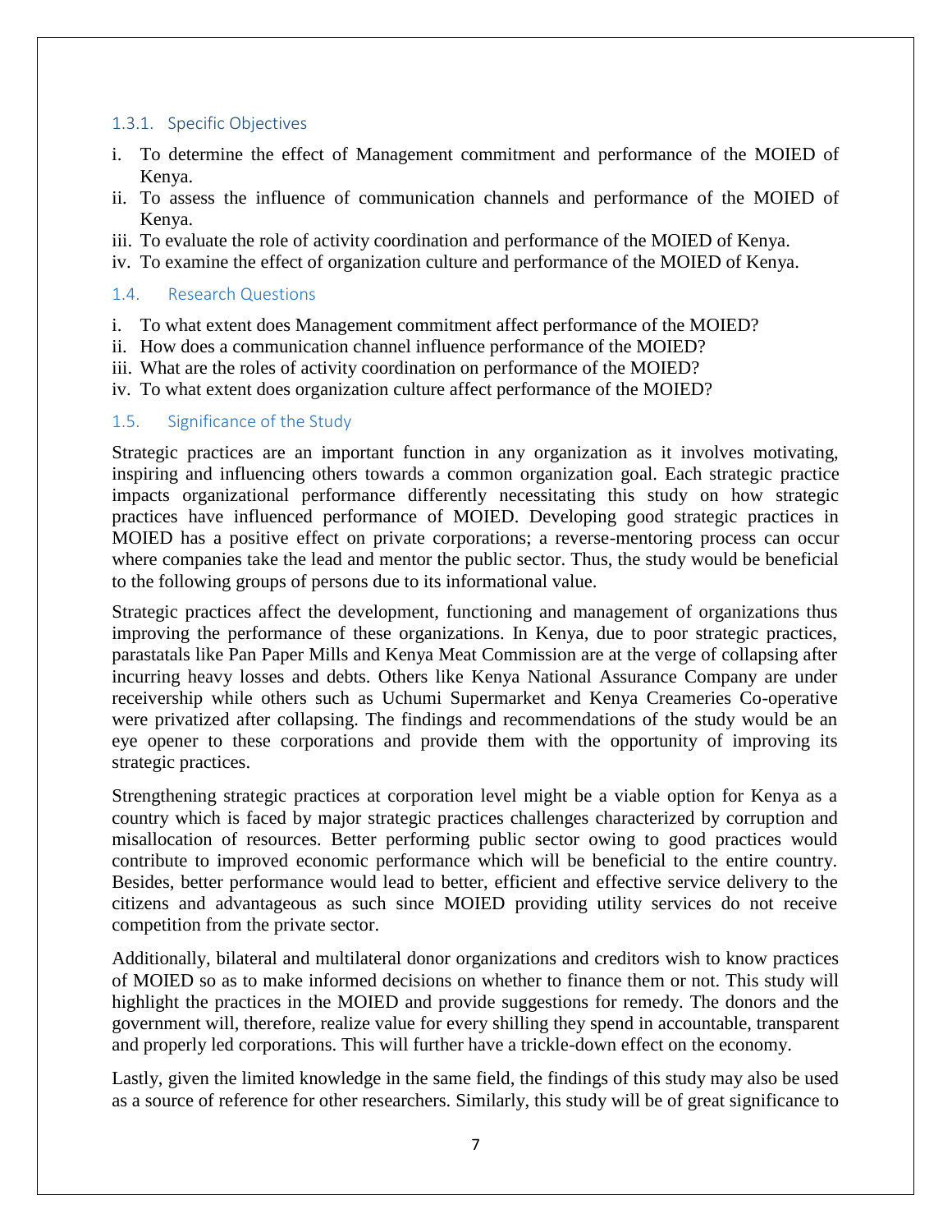### 1.3.1. Specific Objectives

i. To determine the effect of Management commitment and performance of the MOIED of Kenya.
ii. To assess the influence of communication channels and performance of the MOIED of Kenya.
iii. To evaluate the role of activity coordination and performance of the MOIED of Kenya.
iv. To examine the effect of organization culture and performance of the MOIED of Kenya.

## 1.4. Research Questions

i. To what extent does Management commitment affect performance of the MOIED?
ii. How does a communication channel influence performance of the MOIED?
iii. What are the roles of activity coordination on performance of the MOIED?
iv. To what extent does organization culture affect performance of the MOIED?

## 1.5. Significance of the Study

Strategic practices are an important function in any organization as it involves motivating, inspiring and influencing others towards a common organization goal. Each strategic practice impacts organizational performance differently necessitating this study on how strategic practices have influenced performance of MOIED. Developing good strategic practices in MOIED has a positive effect on private corporations; a reverse-mentoring process can occur where companies take the lead and mentor the public sector. Thus, the study would be beneficial to the following groups of persons due to its informational value.

Strategic practices affect the development, functioning and management of organizations thus improving the performance of these organizations. In Kenya, due to poor strategic practices, parastatals like Pan Paper Mills and Kenya Meat Commission are at the verge of collapsing after incurring heavy losses and debts. Others like Kenya National Assurance Company are under receivership while others such as Uchumi Supermarket and Kenya Creameries Co-operative were privatized after collapsing. The findings and recommendations of the study would be an eye opener to these corporations and provide them with the opportunity of improving its strategic practices.

Strengthening strategic practices at corporation level might be a viable option for Kenya as a country which is faced by major strategic practices challenges characterized by corruption and misallocation of resources. Better performing public sector owing to good practices would contribute to improved economic performance which will be beneficial to the entire country. Besides, better performance would lead to better, efficient and effective service delivery to the citizens and advantageous as such since MOIED providing utility services do not receive competition from the private sector.

Additionally, bilateral and multilateral donor organizations and creditors wish to know practices of MOIED so as to make informed decisions on whether to finance them or not. This study will highlight the practices in the MOIED and provide suggestions for remedy. The donors and the government will, therefore, realize value for every shilling they spend in accountable, transparent and properly led corporations. This will further have a trickle-down effect on the economy.

Lastly, given the limited knowledge in the same field, the findings of this study may also be used as a source of reference for other researchers. Similarly, this study will be of great significance to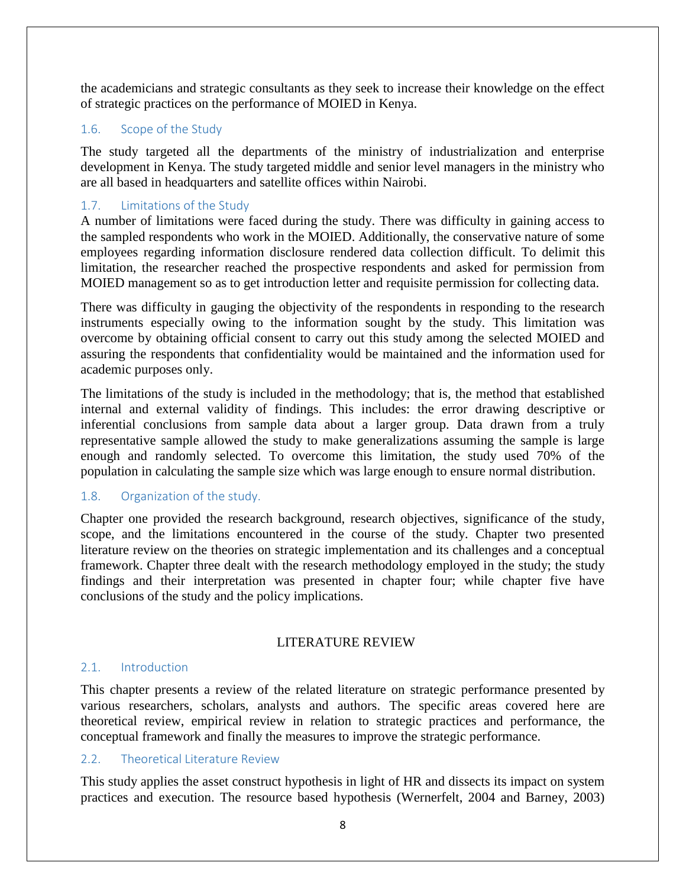the academicians and strategic consultants as they seek to increase their knowledge on the effect of strategic practices on the performance of MOIED in Kenya.

### 1.6. Scope of the Study

The study targeted all the departments of the ministry of industrialization and enterprise development in Kenya. The study targeted middle and senior level managers in the ministry who are all based in headquarters and satellite offices within Nairobi.

### 1.7. Limitations of the Study

A number of limitations were faced during the study. There was difficulty in gaining access to the sampled respondents who work in the MOIED. Additionally, the conservative nature of some employees regarding information disclosure rendered data collection difficult. To delimit this limitation, the researcher reached the prospective respondents and asked for permission from MOIED management so as to get introduction letter and requisite permission for collecting data.

There was difficulty in gauging the objectivity of the respondents in responding to the research instruments especially owing to the information sought by the study. This limitation was overcome by obtaining official consent to carry out this study among the selected MOIED and assuring the respondents that confidentiality would be maintained and the information used for academic purposes only.

The limitations of the study is included in the methodology; that is, the method that established internal and external validity of findings. This includes: the error drawing descriptive or inferential conclusions from sample data about a larger group. Data drawn from a truly representative sample allowed the study to make generalizations assuming the sample is large enough and randomly selected. To overcome this limitation, the study used 70% of the population in calculating the sample size which was large enough to ensure normal distribution.

### 1.8. Organization of the study.

Chapter one provided the research background, research objectives, significance of the study, scope, and the limitations encountered in the course of the study. Chapter two presented literature review on the theories on strategic implementation and its challenges and a conceptual framework. Chapter three dealt with the research methodology employed in the study; the study findings and their interpretation was presented in chapter four; while chapter five have conclusions of the study and the policy implications.

## LITERATURE REVIEW

### 2.1. Introduction

This chapter presents a review of the related literature on strategic performance presented by various researchers, scholars, analysts and authors. The specific areas covered here are theoretical review, empirical review in relation to strategic practices and performance, the conceptual framework and finally the measures to improve the strategic performance.

### 2.2. Theoretical Literature Review

This study applies the asset construct hypothesis in light of HR and dissects its impact on system practices and execution. The resource based hypothesis (Wernerfelt, 2004 and Barney, 2003)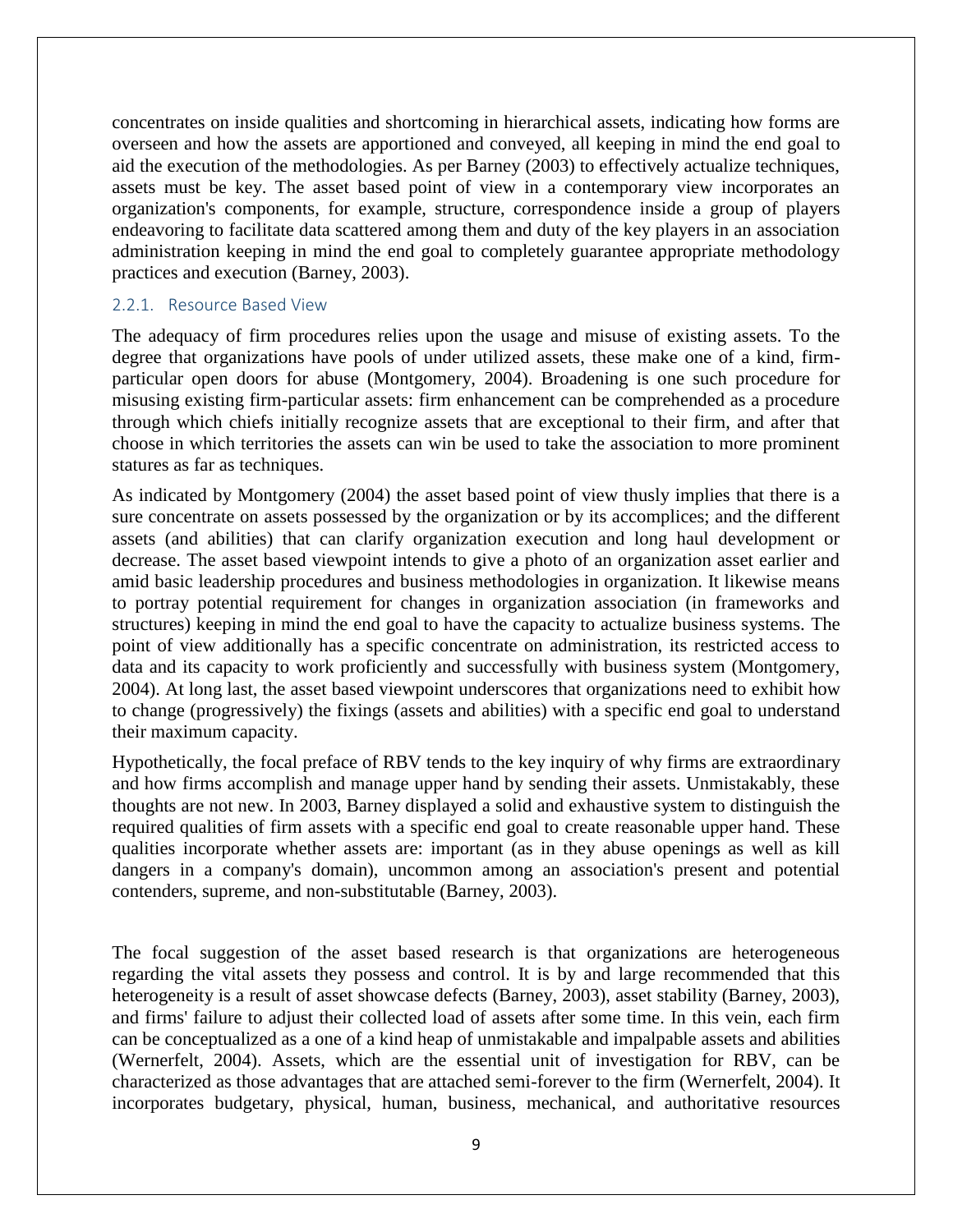concentrates on inside qualities and shortcoming in hierarchical assets, indicating how forms are overseen and how the assets are apportioned and conveyed, all keeping in mind the end goal to aid the execution of the methodologies. As per Barney (2003) to effectively actualize techniques, assets must be key. The asset based point of view in a contemporary view incorporates an organization's components, for example, structure, correspondence inside a group of players endeavoring to facilitate data scattered among them and duty of the key players in an association administration keeping in mind the end goal to completely guarantee appropriate methodology practices and execution (Barney, 2003).

### 2.2.1. Resource Based View

The adequacy of firm procedures relies upon the usage and misuse of existing assets. To the degree that organizations have pools of under utilized assets, these make one of a kind, firm-particular open doors for abuse (Montgomery, 2004). Broadening is one such procedure for misusing existing firm-particular assets: firm enhancement can be comprehended as a procedure through which chiefs initially recognize assets that are exceptional to their firm, and after that choose in which territories the assets can win be used to take the association to more prominent statures as far as techniques.

As indicated by Montgomery (2004) the asset based point of view thusly implies that there is a sure concentrate on assets possessed by the organization or by its accomplices; and the different assets (and abilities) that can clarify organization execution and long haul development or decrease. The asset based viewpoint intends to give a photo of an organization asset earlier and amid basic leadership procedures and business methodologies in organization. It likewise means to portray potential requirement for changes in organization association (in frameworks and structures) keeping in mind the end goal to have the capacity to actualize business systems. The point of view additionally has a specific concentrate on administration, its restricted access to data and its capacity to work proficiently and successfully with business system (Montgomery, 2004). At long last, the asset based viewpoint underscores that organizations need to exhibit how to change (progressively) the fixings (assets and abilities) with a specific end goal to understand their maximum capacity.

Hypothetically, the focal preface of RBV tends to the key inquiry of why firms are extraordinary and how firms accomplish and manage upper hand by sending their assets. Unmistakably, these thoughts are not new. In 2003, Barney displayed a solid and exhaustive system to distinguish the required qualities of firm assets with a specific end goal to create reasonable upper hand. These qualities incorporate whether assets are: important (as in they abuse openings as well as kill dangers in a company's domain), uncommon among an association's present and potential contenders, supreme, and non-substitutable (Barney, 2003).

The focal suggestion of the asset based research is that organizations are heterogeneous regarding the vital assets they possess and control. It is by and large recommended that this heterogeneity is a result of asset showcase defects (Barney, 2003), asset stability (Barney, 2003), and firms' failure to adjust their collected load of assets after some time. In this vein, each firm can be conceptualized as a one of a kind heap of unmistakable and impalpable assets and abilities (Wernerfelt, 2004). Assets, which are the essential unit of investigation for RBV, can be characterized as those advantages that are attached semi-forever to the firm (Wernerfelt, 2004). It incorporates budgetary, physical, human, business, mechanical, and authoritative resources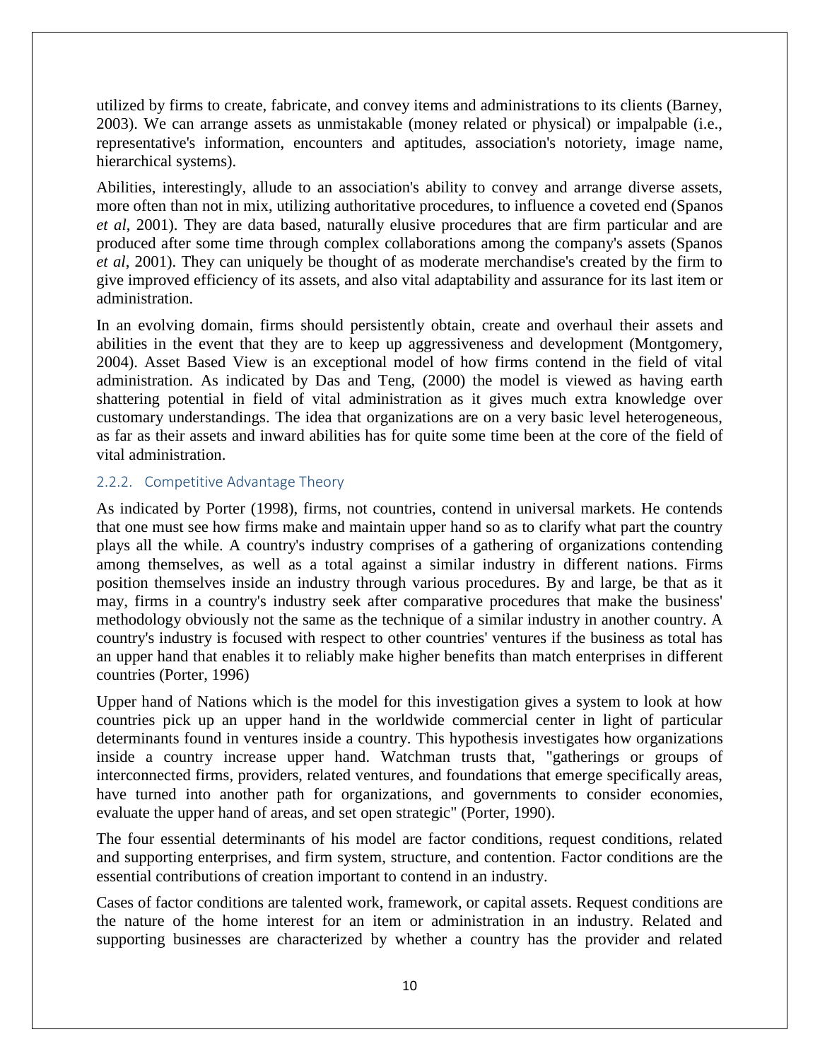utilized by firms to create, fabricate, and convey items and administrations to its clients (Barney, 2003). We can arrange assets as unmistakable (money related or physical) or impalpable (i.e., representative's information, encounters and aptitudes, association's notoriety, image name, hierarchical systems).

Abilities, interestingly, allude to an association's ability to convey and arrange diverse assets, more often than not in mix, utilizing authoritative procedures, to influence a coveted end (Spanos *et al*, 2001). They are data based, naturally elusive procedures that are firm particular and are produced after some time through complex collaborations among the company's assets (Spanos *et al*, 2001). They can uniquely be thought of as moderate merchandise's created by the firm to give improved efficiency of its assets, and also vital adaptability and assurance for its last item or administration.

In an evolving domain, firms should persistently obtain, create and overhaul their assets and abilities in the event that they are to keep up aggressiveness and development (Montgomery, 2004). Asset Based View is an exceptional model of how firms contend in the field of vital administration. As indicated by Das and Teng, (2000) the model is viewed as having earth shattering potential in field of vital administration as it gives much extra knowledge over customary understandings. The idea that organizations are on a very basic level heterogeneous, as far as their assets and inward abilities has for quite some time been at the core of the field of vital administration.

### 2.2.2. Competitive Advantage Theory

As indicated by Porter (1998), firms, not countries, contend in universal markets. He contends that one must see how firms make and maintain upper hand so as to clarify what part the country plays all the while. A country's industry comprises of a gathering of organizations contending among themselves, as well as a total against a similar industry in different nations. Firms position themselves inside an industry through various procedures. By and large, be that as it may, firms in a country's industry seek after comparative procedures that make the business' methodology obviously not the same as the technique of a similar industry in another country. A country's industry is focused with respect to other countries' ventures if the business as total has an upper hand that enables it to reliably make higher benefits than match enterprises in different countries (Porter, 1996)

Upper hand of Nations which is the model for this investigation gives a system to look at how countries pick up an upper hand in the worldwide commercial center in light of particular determinants found in ventures inside a country. This hypothesis investigates how organizations inside a country increase upper hand. Watchman trusts that, "gatherings or groups of interconnected firms, providers, related ventures, and foundations that emerge specifically areas, have turned into another path for organizations, and governments to consider economies, evaluate the upper hand of areas, and set open strategic" (Porter, 1990).

The four essential determinants of his model are factor conditions, request conditions, related and supporting enterprises, and firm system, structure, and contention. Factor conditions are the essential contributions of creation important to contend in an industry.

Cases of factor conditions are talented work, framework, or capital assets. Request conditions are the nature of the home interest for an item or administration in an industry. Related and supporting businesses are characterized by whether a country has the provider and related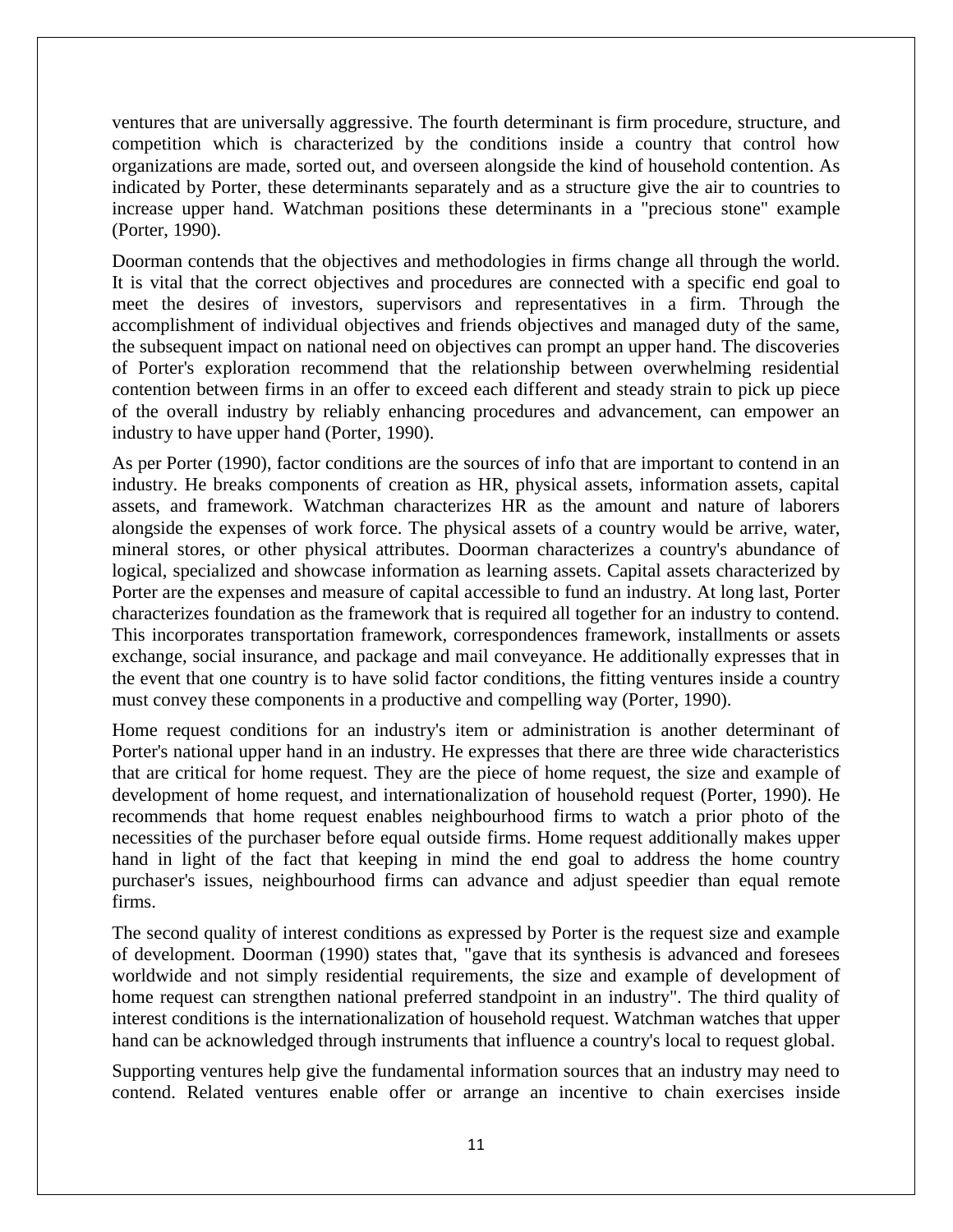ventures that are universally aggressive. The fourth determinant is firm procedure, structure, and competition which is characterized by the conditions inside a country that control how organizations are made, sorted out, and overseen alongside the kind of household contention. As indicated by Porter, these determinants separately and as a structure give the air to countries to increase upper hand. Watchman positions these determinants in a "precious stone" example (Porter, 1990).

Doorman contends that the objectives and methodologies in firms change all through the world. It is vital that the correct objectives and procedures are connected with a specific end goal to meet the desires of investors, supervisors and representatives in a firm. Through the accomplishment of individual objectives and friends objectives and managed duty of the same, the subsequent impact on national need on objectives can prompt an upper hand. The discoveries of Porter's exploration recommend that the relationship between overwhelming residential contention between firms in an offer to exceed each different and steady strain to pick up piece of the overall industry by reliably enhancing procedures and advancement, can empower an industry to have upper hand (Porter, 1990).

As per Porter (1990), factor conditions are the sources of info that are important to contend in an industry. He breaks components of creation as HR, physical assets, information assets, capital assets, and framework. Watchman characterizes HR as the amount and nature of laborers alongside the expenses of work force. The physical assets of a country would be arrive, water, mineral stores, or other physical attributes. Doorman characterizes a country's abundance of logical, specialized and showcase information as learning assets. Capital assets characterized by Porter are the expenses and measure of capital accessible to fund an industry. At long last, Porter characterizes foundation as the framework that is required all together for an industry to contend. This incorporates transportation framework, correspondences framework, installments or assets exchange, social insurance, and package and mail conveyance. He additionally expresses that in the event that one country is to have solid factor conditions, the fitting ventures inside a country must convey these components in a productive and compelling way (Porter, 1990).

Home request conditions for an industry's item or administration is another determinant of Porter's national upper hand in an industry. He expresses that there are three wide characteristics that are critical for home request. They are the piece of home request, the size and example of development of home request, and internationalization of household request (Porter, 1990). He recommends that home request enables neighbourhood firms to watch a prior photo of the necessities of the purchaser before equal outside firms. Home request additionally makes upper hand in light of the fact that keeping in mind the end goal to address the home country purchaser's issues, neighbourhood firms can advance and adjust speedier than equal remote firms.

The second quality of interest conditions as expressed by Porter is the request size and example of development. Doorman (1990) states that, "gave that its synthesis is advanced and foresees worldwide and not simply residential requirements, the size and example of development of home request can strengthen national preferred standpoint in an industry". The third quality of interest conditions is the internationalization of household request. Watchman watches that upper hand can be acknowledged through instruments that influence a country's local to request global.

Supporting ventures help give the fundamental information sources that an industry may need to contend. Related ventures enable offer or arrange an incentive to chain exercises inside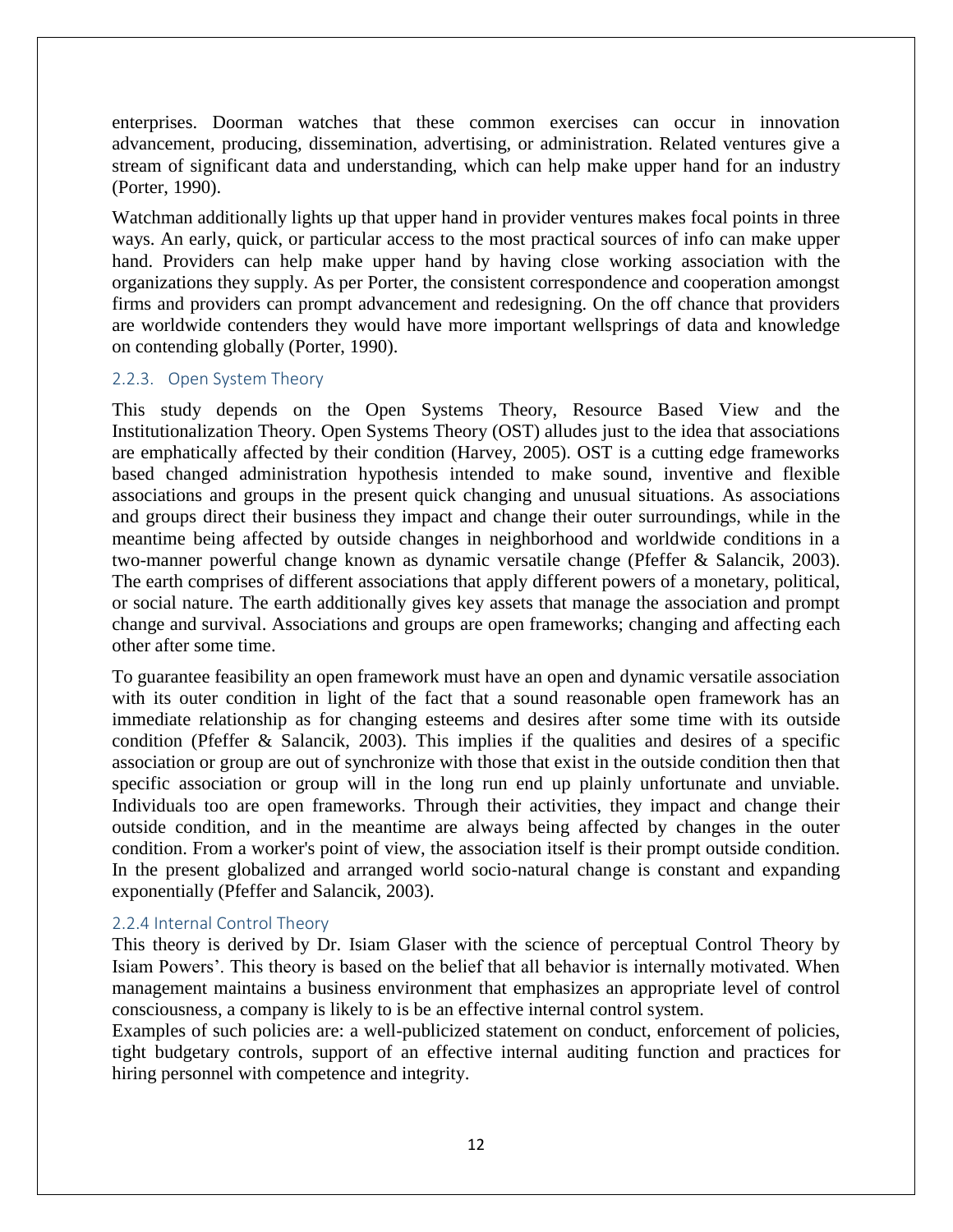enterprises. Doorman watches that these common exercises can occur in innovation advancement, producing, dissemination, advertising, or administration. Related ventures give a stream of significant data and understanding, which can help make upper hand for an industry (Porter, 1990).

Watchman additionally lights up that upper hand in provider ventures makes focal points in three ways. An early, quick, or particular access to the most practical sources of info can make upper hand. Providers can help make upper hand by having close working association with the organizations they supply. As per Porter, the consistent correspondence and cooperation amongst firms and providers can prompt advancement and redesigning. On the off chance that providers are worldwide contenders they would have more important wellsprings of data and knowledge on contending globally (Porter, 1990).

### 2.2.3. Open System Theory

This study depends on the Open Systems Theory, Resource Based View and the Institutionalization Theory. Open Systems Theory (OST) alludes just to the idea that associations are emphatically affected by their condition (Harvey, 2005). OST is a cutting edge frameworks based changed administration hypothesis intended to make sound, inventive and flexible associations and groups in the present quick changing and unusual situations. As associations and groups direct their business they impact and change their outer surroundings, while in the meantime being affected by outside changes in neighborhood and worldwide conditions in a two-manner powerful change known as dynamic versatile change (Pfeffer & Salancik, 2003). The earth comprises of different associations that apply different powers of a monetary, political, or social nature. The earth additionally gives key assets that manage the association and prompt change and survival. Associations and groups are open frameworks; changing and affecting each other after some time.

To guarantee feasibility an open framework must have an open and dynamic versatile association with its outer condition in light of the fact that a sound reasonable open framework has an immediate relationship as for changing esteems and desires after some time with its outside condition (Pfeffer & Salancik, 2003). This implies if the qualities and desires of a specific association or group are out of synchronize with those that exist in the outside condition then that specific association or group will in the long run end up plainly unfortunate and unviable. Individuals too are open frameworks. Through their activities, they impact and change their outside condition, and in the meantime are always being affected by changes in the outer condition. From a worker's point of view, the association itself is their prompt outside condition. In the present globalized and arranged world socio-natural change is constant and expanding exponentially (Pfeffer and Salancik, 2003).

### 2.2.4 Internal Control Theory

This theory is derived by Dr. Isiam Glaser with the science of perceptual Control Theory by Isiam Powers'. This theory is based on the belief that all behavior is internally motivated. When management maintains a business environment that emphasizes an appropriate level of control consciousness, a company is likely to is be an effective internal control system.

Examples of such policies are: a well-publicized statement on conduct, enforcement of policies, tight budgetary controls, support of an effective internal auditing function and practices for hiring personnel with competence and integrity.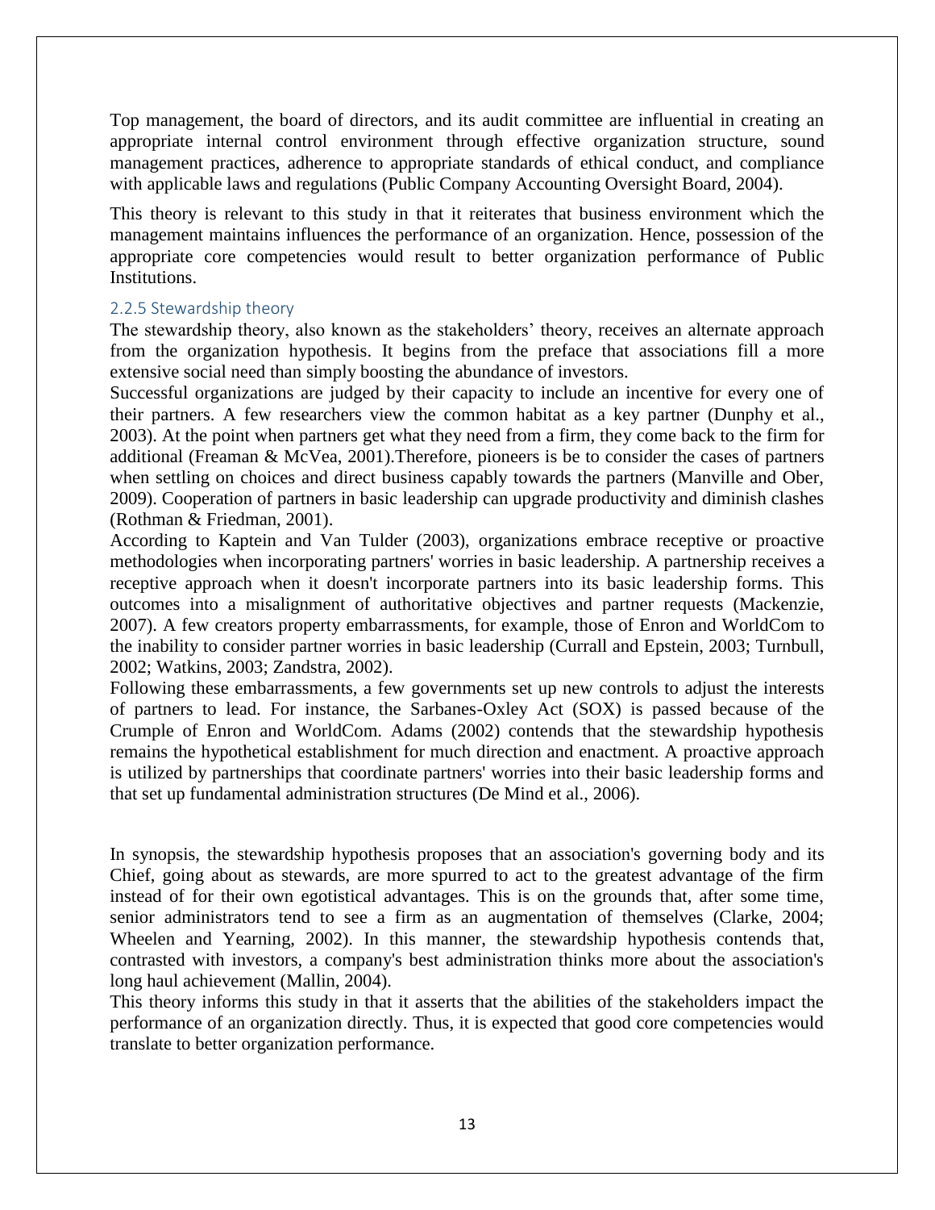Top management, the board of directors, and its audit committee are influential in creating an appropriate internal control environment through effective organization structure, sound management practices, adherence to appropriate standards of ethical conduct, and compliance with applicable laws and regulations (Public Company Accounting Oversight Board, 2004).

This theory is relevant to this study in that it reiterates that business environment which the management maintains influences the performance of an organization. Hence, possession of the appropriate core competencies would result to better organization performance of Public Institutions.

### 2.2.5 Stewardship theory

The stewardship theory, also known as the stakeholders' theory, receives an alternate approach from the organization hypothesis. It begins from the preface that associations fill a more extensive social need than simply boosting the abundance of investors.

Successful organizations are judged by their capacity to include an incentive for every one of their partners. A few researchers view the common habitat as a key partner (Dunphy et al., 2003). At the point when partners get what they need from a firm, they come back to the firm for additional (Freaman & McVea, 2001).Therefore, pioneers is be to consider the cases of partners when settling on choices and direct business capably towards the partners (Manville and Ober, 2009). Cooperation of partners in basic leadership can upgrade productivity and diminish clashes (Rothman & Friedman, 2001).

According to Kaptein and Van Tulder (2003), organizations embrace receptive or proactive methodologies when incorporating partners' worries in basic leadership. A partnership receives a receptive approach when it doesn't incorporate partners into its basic leadership forms. This outcomes into a misalignment of authoritative objectives and partner requests (Mackenzie, 2007). A few creators property embarrassments, for example, those of Enron and WorldCom to the inability to consider partner worries in basic leadership (Currall and Epstein, 2003; Turnbull, 2002; Watkins, 2003; Zandstra, 2002).

Following these embarrassments, a few governments set up new controls to adjust the interests of partners to lead. For instance, the Sarbanes-Oxley Act (SOX) is passed because of the Crumple of Enron and WorldCom. Adams (2002) contends that the stewardship hypothesis remains the hypothetical establishment for much direction and enactment. A proactive approach is utilized by partnerships that coordinate partners' worries into their basic leadership forms and that set up fundamental administration structures (De Mind et al., 2006).

In synopsis, the stewardship hypothesis proposes that an association's governing body and its Chief, going about as stewards, are more spurred to act to the greatest advantage of the firm instead of for their own egotistical advantages. This is on the grounds that, after some time, senior administrators tend to see a firm as an augmentation of themselves (Clarke, 2004; Wheelen and Yearning, 2002). In this manner, the stewardship hypothesis contends that, contrasted with investors, a company's best administration thinks more about the association's long haul achievement (Mallin, 2004).

This theory informs this study in that it asserts that the abilities of the stakeholders impact the performance of an organization directly. Thus, it is expected that good core competencies would translate to better organization performance.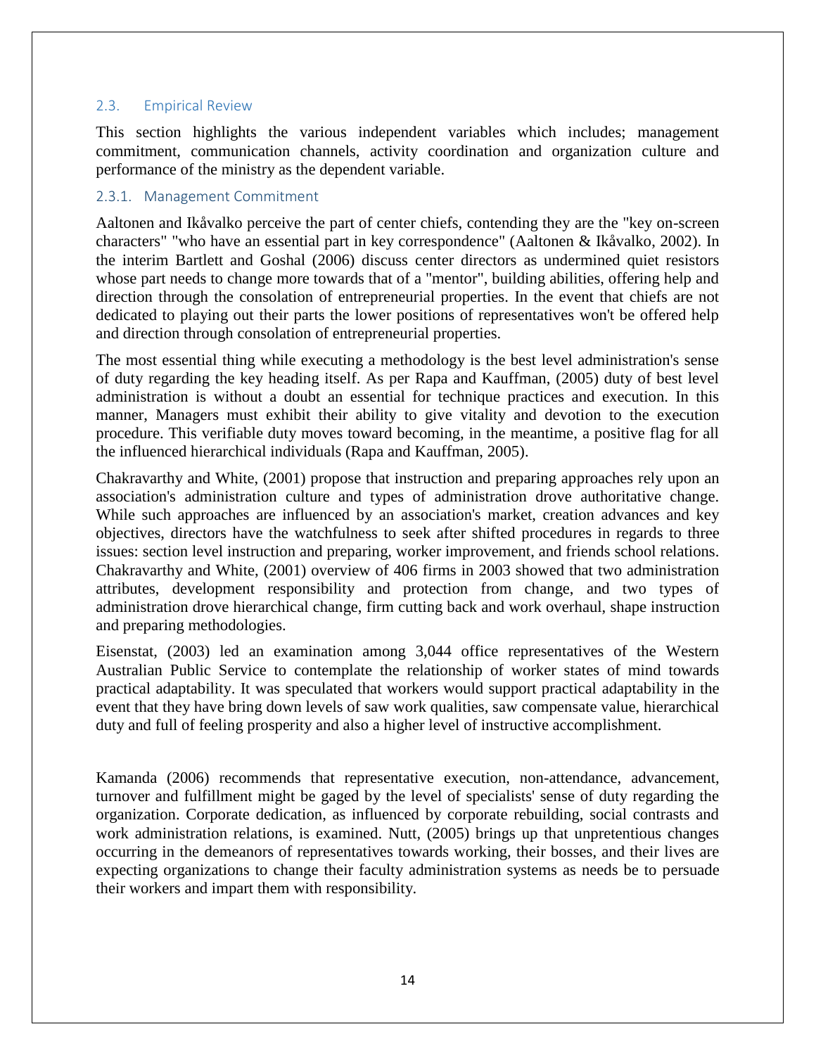## 2.3. Empirical Review

This section highlights the various independent variables which includes; management commitment, communication channels, activity coordination and organization culture and performance of the ministry as the dependent variable.

### 2.3.1. Management Commitment

Aaltonen and Ikåvalko perceive the part of center chiefs, contending they are the "key on-screen characters" "who have an essential part in key correspondence" (Aaltonen & Ikåvalko, 2002). In the interim Bartlett and Goshal (2006) discuss center directors as undermined quiet resistors whose part needs to change more towards that of a "mentor", building abilities, offering help and direction through the consolation of entrepreneurial properties. In the event that chiefs are not dedicated to playing out their parts the lower positions of representatives won't be offered help and direction through consolation of entrepreneurial properties.

The most essential thing while executing a methodology is the best level administration's sense of duty regarding the key heading itself. As per Rapa and Kauffman, (2005) duty of best level administration is without a doubt an essential for technique practices and execution. In this manner, Managers must exhibit their ability to give vitality and devotion to the execution procedure. This verifiable duty moves toward becoming, in the meantime, a positive flag for all the influenced hierarchical individuals (Rapa and Kauffman, 2005).

Chakravarthy and White, (2001) propose that instruction and preparing approaches rely upon an association's administration culture and types of administration drove authoritative change. While such approaches are influenced by an association's market, creation advances and key objectives, directors have the watchfulness to seek after shifted procedures in regards to three issues: section level instruction and preparing, worker improvement, and friends school relations. Chakravarthy and White, (2001) overview of 406 firms in 2003 showed that two administration attributes, development responsibility and protection from change, and two types of administration drove hierarchical change, firm cutting back and work overhaul, shape instruction and preparing methodologies.

Eisenstat, (2003) led an examination among 3,044 office representatives of the Western Australian Public Service to contemplate the relationship of worker states of mind towards practical adaptability. It was speculated that workers would support practical adaptability in the event that they have bring down levels of saw work qualities, saw compensate value, hierarchical duty and full of feeling prosperity and also a higher level of instructive accomplishment.

Kamanda (2006) recommends that representative execution, non-attendance, advancement, turnover and fulfillment might be gaged by the level of specialists' sense of duty regarding the organization. Corporate dedication, as influenced by corporate rebuilding, social contrasts and work administration relations, is examined. Nutt, (2005) brings up that unpretentious changes occurring in the demeanors of representatives towards working, their bosses, and their lives are expecting organizations to change their faculty administration systems as needs be to persuade their workers and impart them with responsibility.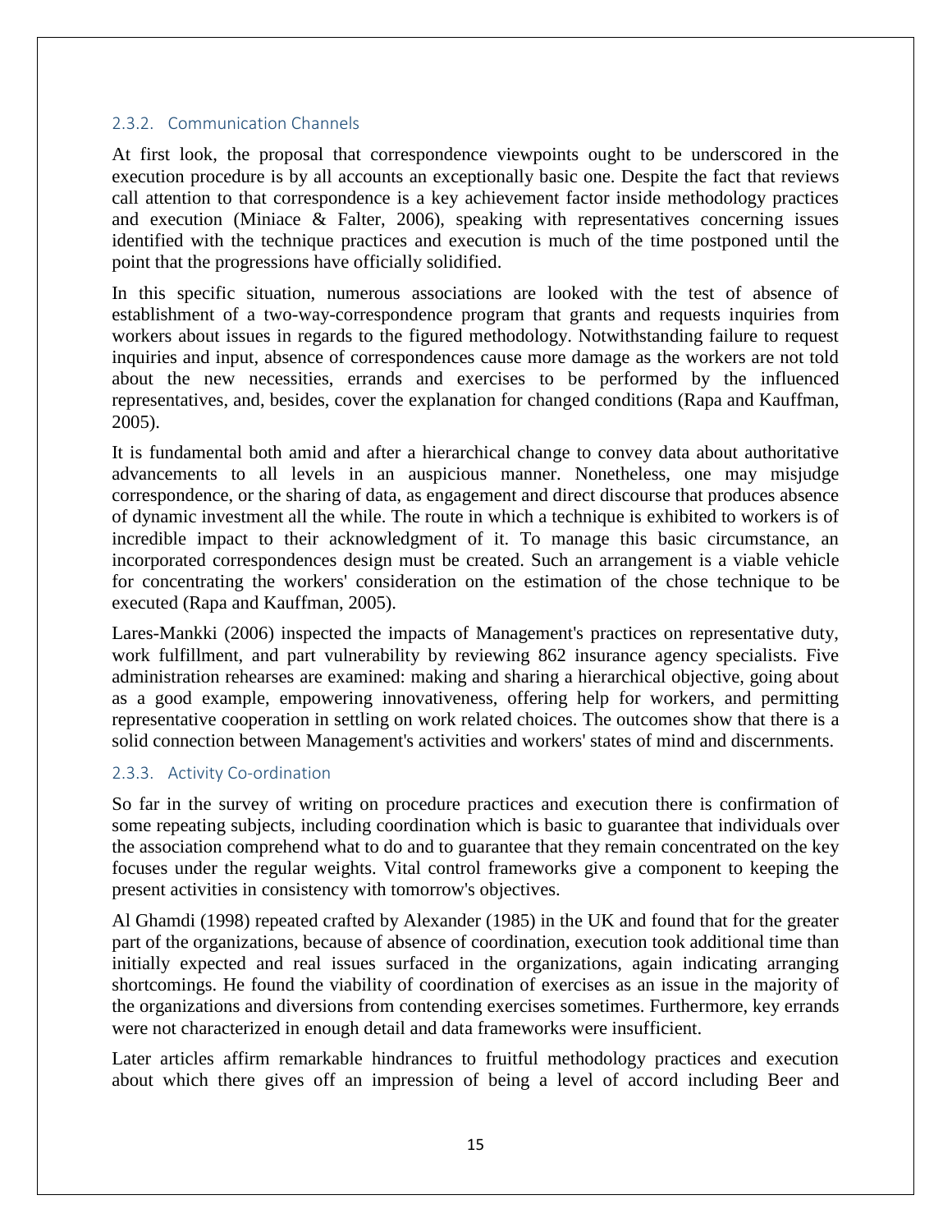### 2.3.2. Communication Channels

At first look, the proposal that correspondence viewpoints ought to be underscored in the execution procedure is by all accounts an exceptionally basic one. Despite the fact that reviews call attention to that correspondence is a key achievement factor inside methodology practices and execution (Miniace & Falter, 2006), speaking with representatives concerning issues identified with the technique practices and execution is much of the time postponed until the point that the progressions have officially solidified.

In this specific situation, numerous associations are looked with the test of absence of establishment of a two-way-correspondence program that grants and requests inquiries from workers about issues in regards to the figured methodology. Notwithstanding failure to request inquiries and input, absence of correspondences cause more damage as the workers are not told about the new necessities, errands and exercises to be performed by the influenced representatives, and, besides, cover the explanation for changed conditions (Rapa and Kauffman, 2005).

It is fundamental both amid and after a hierarchical change to convey data about authoritative advancements to all levels in an auspicious manner. Nonetheless, one may misjudge correspondence, or the sharing of data, as engagement and direct discourse that produces absence of dynamic investment all the while. The route in which a technique is exhibited to workers is of incredible impact to their acknowledgment of it. To manage this basic circumstance, an incorporated correspondences design must be created. Such an arrangement is a viable vehicle for concentrating the workers' consideration on the estimation of the chose technique to be executed (Rapa and Kauffman, 2005).

Lares-Mankki (2006) inspected the impacts of Management's practices on representative duty, work fulfillment, and part vulnerability by reviewing 862 insurance agency specialists. Five administration rehearses are examined: making and sharing a hierarchical objective, going about as a good example, empowering innovativeness, offering help for workers, and permitting representative cooperation in settling on work related choices. The outcomes show that there is a solid connection between Management's activities and workers' states of mind and discernments.

### 2.3.3. Activity Co-ordination

So far in the survey of writing on procedure practices and execution there is confirmation of some repeating subjects, including coordination which is basic to guarantee that individuals over the association comprehend what to do and to guarantee that they remain concentrated on the key focuses under the regular weights. Vital control frameworks give a component to keeping the present activities in consistency with tomorrow's objectives.

Al Ghamdi (1998) repeated crafted by Alexander (1985) in the UK and found that for the greater part of the organizations, because of absence of coordination, execution took additional time than initially expected and real issues surfaced in the organizations, again indicating arranging shortcomings. He found the viability of coordination of exercises as an issue in the majority of the organizations and diversions from contending exercises sometimes. Furthermore, key errands were not characterized in enough detail and data frameworks were insufficient.

Later articles affirm remarkable hindrances to fruitful methodology practices and execution about which there gives off an impression of being a level of accord including Beer and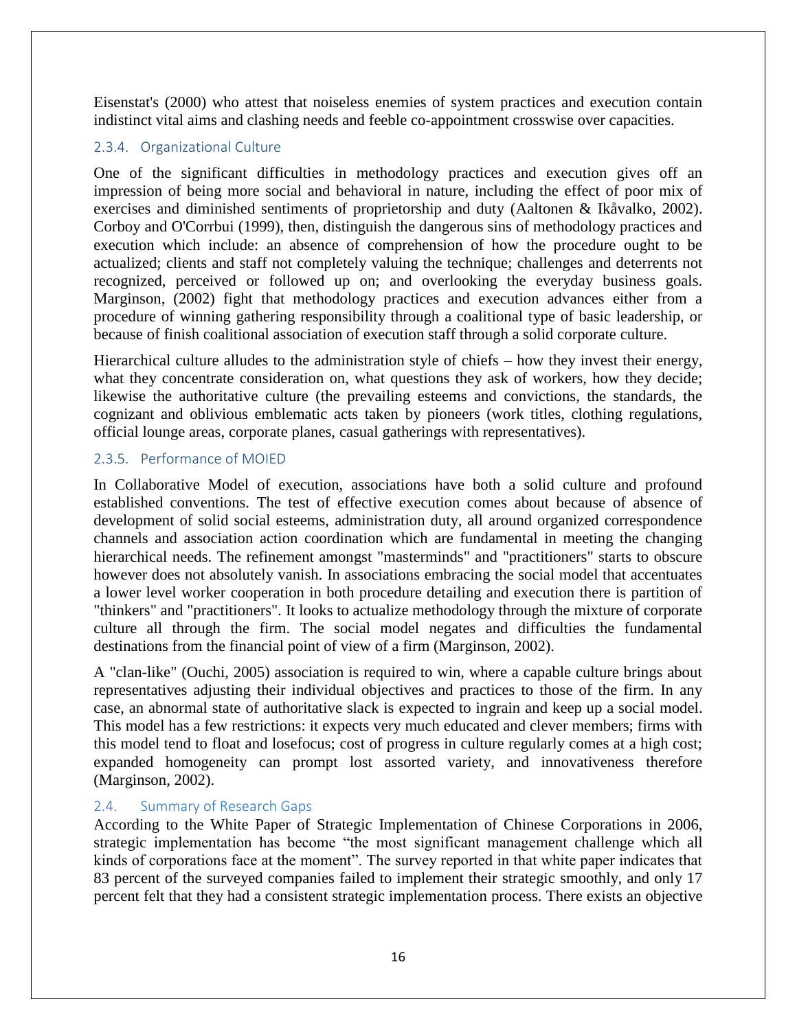Eisenstat's (2000) who attest that noiseless enemies of system practices and execution contain indistinct vital aims and clashing needs and feeble co-appointment crosswise over capacities.

### 2.3.4. Organizational Culture

One of the significant difficulties in methodology practices and execution gives off an impression of being more social and behavioral in nature, including the effect of poor mix of exercises and diminished sentiments of proprietorship and duty (Aaltonen & Ikåvalko, 2002). Corboy and O'Corrbui (1999), then, distinguish the dangerous sins of methodology practices and execution which include: an absence of comprehension of how the procedure ought to be actualized; clients and staff not completely valuing the technique; challenges and deterrents not recognized, perceived or followed up on; and overlooking the everyday business goals. Marginson, (2002) fight that methodology practices and execution advances either from a procedure of winning gathering responsibility through a coalitional type of basic leadership, or because of finish coalitional association of execution staff through a solid corporate culture.

Hierarchical culture alludes to the administration style of chiefs – how they invest their energy, what they concentrate consideration on, what questions they ask of workers, how they decide; likewise the authoritative culture (the prevailing esteems and convictions, the standards, the cognizant and oblivious emblematic acts taken by pioneers (work titles, clothing regulations, official lounge areas, corporate planes, casual gatherings with representatives).

### 2.3.5. Performance of MOIED

In Collaborative Model of execution, associations have both a solid culture and profound established conventions. The test of effective execution comes about because of absence of development of solid social esteems, administration duty, all around organized correspondence channels and association action coordination which are fundamental in meeting the changing hierarchical needs. The refinement amongst "masterminds" and "practitioners" starts to obscure however does not absolutely vanish. In associations embracing the social model that accentuates a lower level worker cooperation in both procedure detailing and execution there is partition of "thinkers" and "practitioners". It looks to actualize methodology through the mixture of corporate culture all through the firm. The social model negates and difficulties the fundamental destinations from the financial point of view of a firm (Marginson, 2002).

A "clan-like" (Ouchi, 2005) association is required to win, where a capable culture brings about representatives adjusting their individual objectives and practices to those of the firm. In any case, an abnormal state of authoritative slack is expected to ingrain and keep up a social model. This model has a few restrictions: it expects very much educated and clever members; firms with this model tend to float and losefocus; cost of progress in culture regularly comes at a high cost; expanded homogeneity can prompt lost assorted variety, and innovativeness therefore (Marginson, 2002).

## 2.4. Summary of Research Gaps

According to the White Paper of Strategic Implementation of Chinese Corporations in 2006, strategic implementation has become "the most significant management challenge which all kinds of corporations face at the moment". The survey reported in that white paper indicates that 83 percent of the surveyed companies failed to implement their strategic smoothly, and only 17 percent felt that they had a consistent strategic implementation process. There exists an objective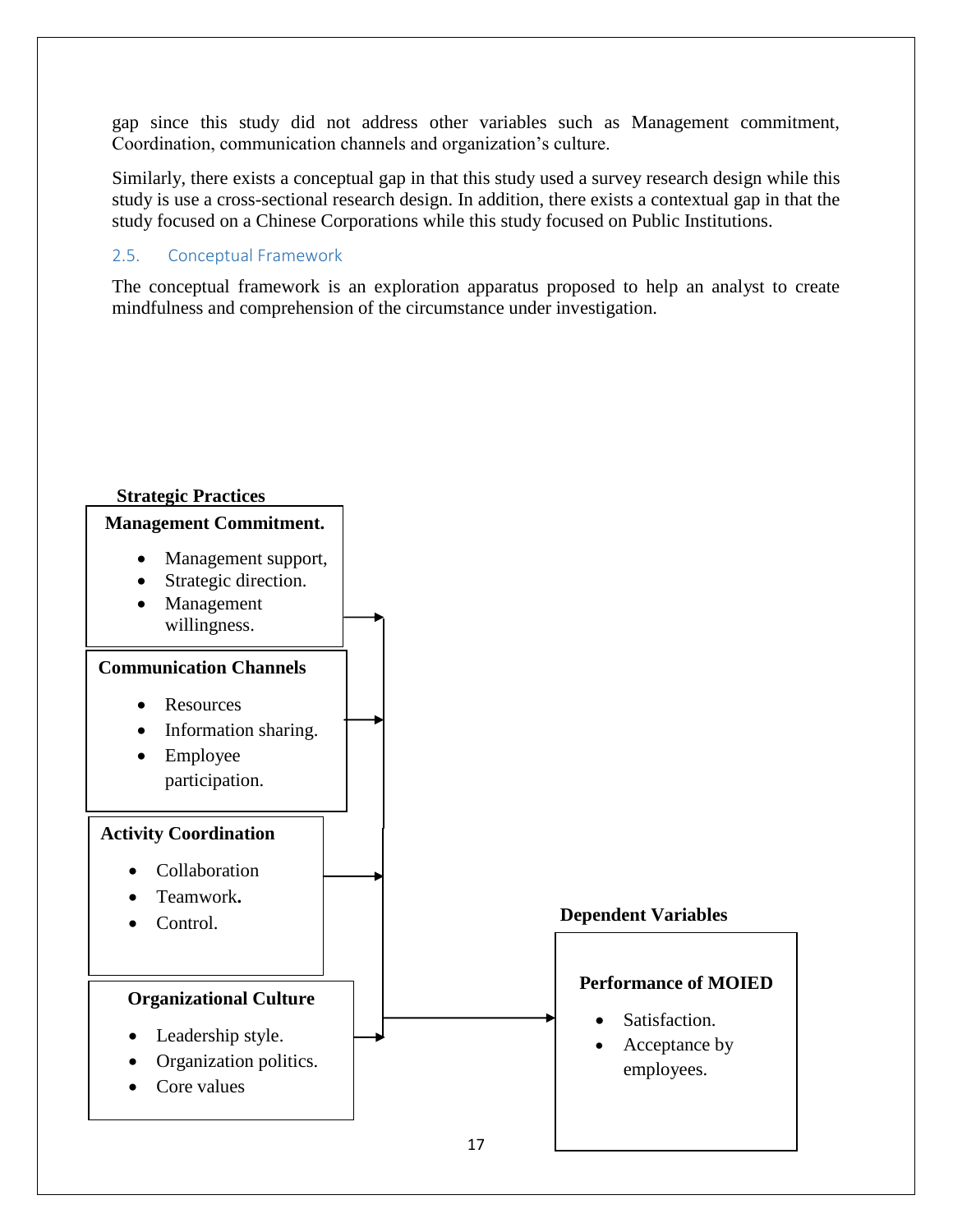gap since this study did not address other variables such as Management commitment, Coordination, communication channels and organization's culture.

Similarly, there exists a conceptual gap in that this study used a survey research design while this study is use a cross-sectional research design. In addition, there exists a contextual gap in that the study focused on a Chinese Corporations while this study focused on Public Institutions.

### 2.5. Conceptual Framework

The conceptual framework is an exploration apparatus proposed to help an analyst to create mindfulness and comprehension of the circumstance under investigation.

**Strategic Practices**

**Management Commitment.**

- Management support,
- Strategic direction.
- Management willingness.

**Communication Channels**

- Resources
- Information sharing.
- Employee participation.

**Activity Coordination**

- Collaboration
- Teamwork**.**
- Control.

**Organizational Culture**

- Leadership style.
- Organization politics.
- Core values

**Dependent Variables**

**Performance of MOIED**

- Satisfaction.
- Acceptance by employees.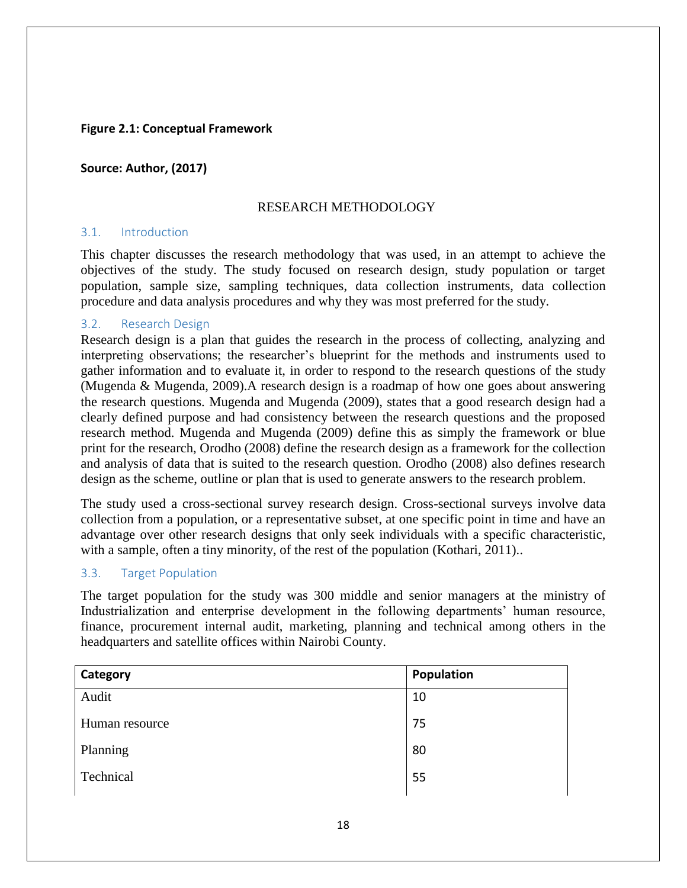**Figure 2.1: Conceptual Framework**

**Source: Author, (2017)**

# RESEARCH METHODOLOGY

## 3.1. Introduction

This chapter discusses the research methodology that was used, in an attempt to achieve the objectives of the study. The study focused on research design, study population or target population, sample size, sampling techniques, data collection instruments, data collection procedure and data analysis procedures and why they was most preferred for the study.

## 3.2. Research Design

Research design is a plan that guides the research in the process of collecting, analyzing and interpreting observations; the researcher's blueprint for the methods and instruments used to gather information and to evaluate it, in order to respond to the research questions of the study (Mugenda & Mugenda, 2009).A research design is a roadmap of how one goes about answering the research questions. Mugenda and Mugenda (2009), states that a good research design had a clearly defined purpose and had consistency between the research questions and the proposed research method. Mugenda and Mugenda (2009) define this as simply the framework or blue print for the research, Orodho (2008) define the research design as a framework for the collection and analysis of data that is suited to the research question. Orodho (2008) also defines research design as the scheme, outline or plan that is used to generate answers to the research problem.

The study used a cross-sectional survey research design. Cross-sectional surveys involve data collection from a population, or a representative subset, at one specific point in time and have an advantage over other research designs that only seek individuals with a specific characteristic, with a sample, often a tiny minority, of the rest of the population (Kothari, 2011)..

## 3.3. Target Population

The target population for the study was 300 middle and senior managers at the ministry of Industrialization and enterprise development in the following departments' human resource, finance, procurement internal audit, marketing, planning and technical among others in the headquarters and satellite offices within Nairobi County.

| Category | Population |
|---|---|
| Audit | 10 |
| Human resource | 75 |
| Planning | 80 |
| Technical | 55 |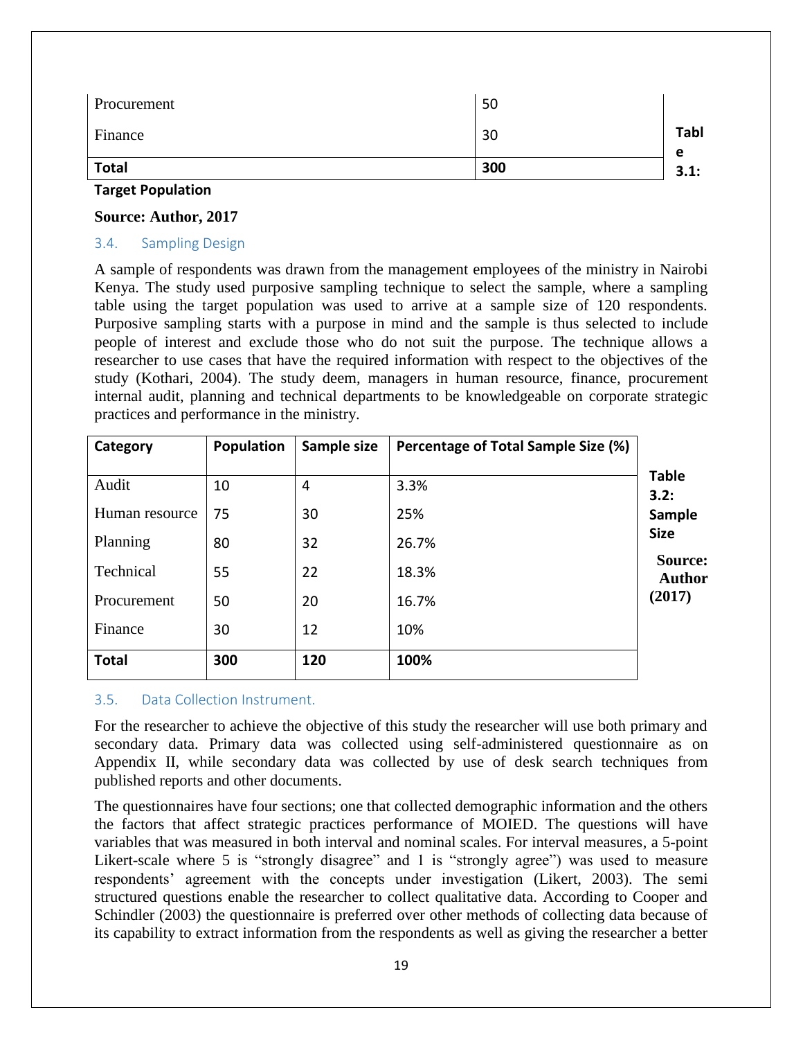| | |
|---|---|
| Procurement | 50 |
| Finance | 30 |
| **Total** | **300** |

**Table 3.1: Target Population**

**Source: Author, 2017**

### 3.4. Sampling Design

A sample of respondents was drawn from the management employees of the ministry in Nairobi Kenya. The study used purposive sampling technique to select the sample, where a sampling table using the target population was used to arrive at a sample size of 120 respondents. Purposive sampling starts with a purpose in mind and the sample is thus selected to include people of interest and exclude those who do not suit the purpose. The technique allows a researcher to use cases that have the required information with respect to the objectives of the study (Kothari, 2004). The study deem, managers in human resource, finance, procurement internal audit, planning and technical departments to be knowledgeable on corporate strategic practices and performance in the ministry.

| Category | Population | Sample size | Percentage of Total Sample Size (%) |
|---|---|---|---|
| Audit | 10 | 4 | 3.3% |
| Human resource | 75 | 30 | 25% |
| Planning | 80 | 32 | 26.7% |
| Technical | 55 | 22 | 18.3% |
| Procurement | 50 | 20 | 16.7% |
| Finance | 30 | 12 | 10% |
| **Total** | **300** | **120** | **100%** |

**Table 3.2: Sample Size**

**Source: Author (2017)**

### 3.5. Data Collection Instrument.

For the researcher to achieve the objective of this study the researcher will use both primary and secondary data. Primary data was collected using self-administered questionnaire as on Appendix II, while secondary data was collected by use of desk search techniques from published reports and other documents.

The questionnaires have four sections; one that collected demographic information and the others the factors that affect strategic practices performance of MOIED. The questions will have variables that was measured in both interval and nominal scales. For interval measures, a 5-point Likert-scale where 5 is "strongly disagree" and 1 is "strongly agree") was used to measure respondents' agreement with the concepts under investigation (Likert, 2003). The semi structured questions enable the researcher to collect qualitative data. According to Cooper and Schindler (2003) the questionnaire is preferred over other methods of collecting data because of its capability to extract information from the respondents as well as giving the researcher a better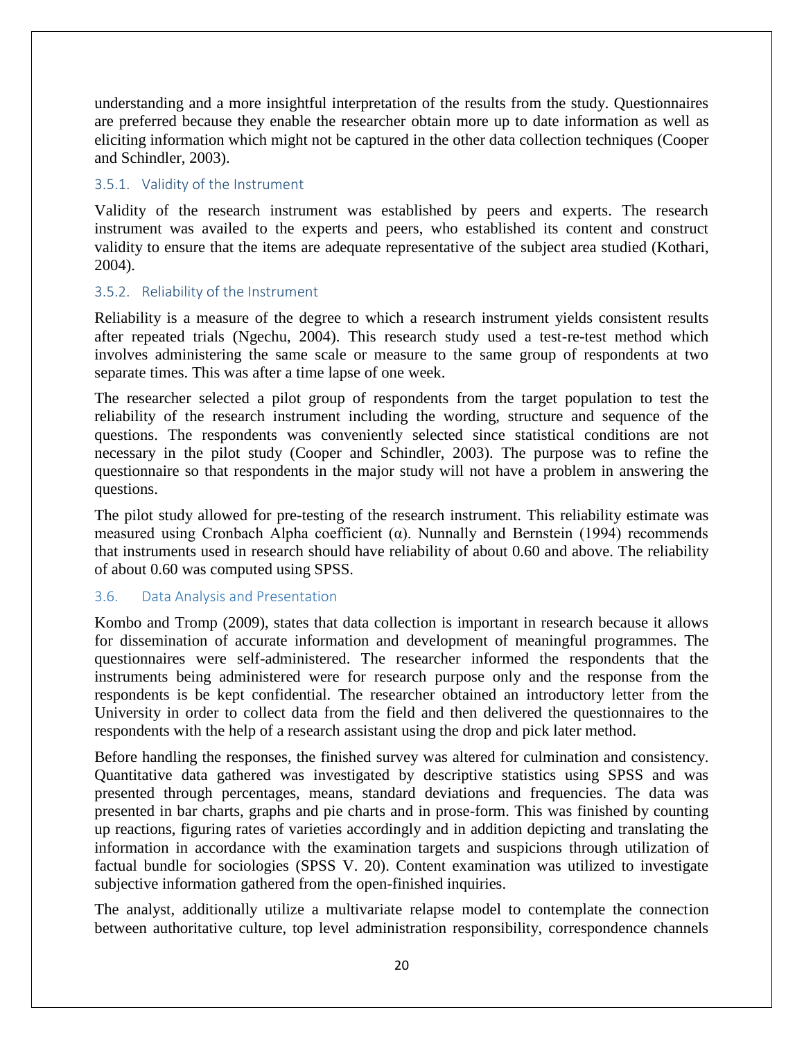understanding and a more insightful interpretation of the results from the study. Questionnaires are preferred because they enable the researcher obtain more up to date information as well as eliciting information which might not be captured in the other data collection techniques (Cooper and Schindler, 2003).

### 3.5.1. Validity of the Instrument

Validity of the research instrument was established by peers and experts. The research instrument was availed to the experts and peers, who established its content and construct validity to ensure that the items are adequate representative of the subject area studied (Kothari, 2004).

### 3.5.2. Reliability of the Instrument

Reliability is a measure of the degree to which a research instrument yields consistent results after repeated trials (Ngechu, 2004). This research study used a test-re-test method which involves administering the same scale or measure to the same group of respondents at two separate times. This was after a time lapse of one week.

The researcher selected a pilot group of respondents from the target population to test the reliability of the research instrument including the wording, structure and sequence of the questions. The respondents was conveniently selected since statistical conditions are not necessary in the pilot study (Cooper and Schindler, 2003). The purpose was to refine the questionnaire so that respondents in the major study will not have a problem in answering the questions.

The pilot study allowed for pre-testing of the research instrument. This reliability estimate was measured using Cronbach Alpha coefficient (α). Nunnally and Bernstein (1994) recommends that instruments used in research should have reliability of about 0.60 and above. The reliability of about 0.60 was computed using SPSS.

## 3.6. Data Analysis and Presentation

Kombo and Tromp (2009), states that data collection is important in research because it allows for dissemination of accurate information and development of meaningful programmes. The questionnaires were self-administered. The researcher informed the respondents that the instruments being administered were for research purpose only and the response from the respondents is be kept confidential. The researcher obtained an introductory letter from the University in order to collect data from the field and then delivered the questionnaires to the respondents with the help of a research assistant using the drop and pick later method.

Before handling the responses, the finished survey was altered for culmination and consistency. Quantitative data gathered was investigated by descriptive statistics using SPSS and was presented through percentages, means, standard deviations and frequencies. The data was presented in bar charts, graphs and pie charts and in prose-form. This was finished by counting up reactions, figuring rates of varieties accordingly and in addition depicting and translating the information in accordance with the examination targets and suspicions through utilization of factual bundle for sociologies (SPSS V. 20). Content examination was utilized to investigate subjective information gathered from the open-finished inquiries.

The analyst, additionally utilize a multivariate relapse model to contemplate the connection between authoritative culture, top level administration responsibility, correspondence channels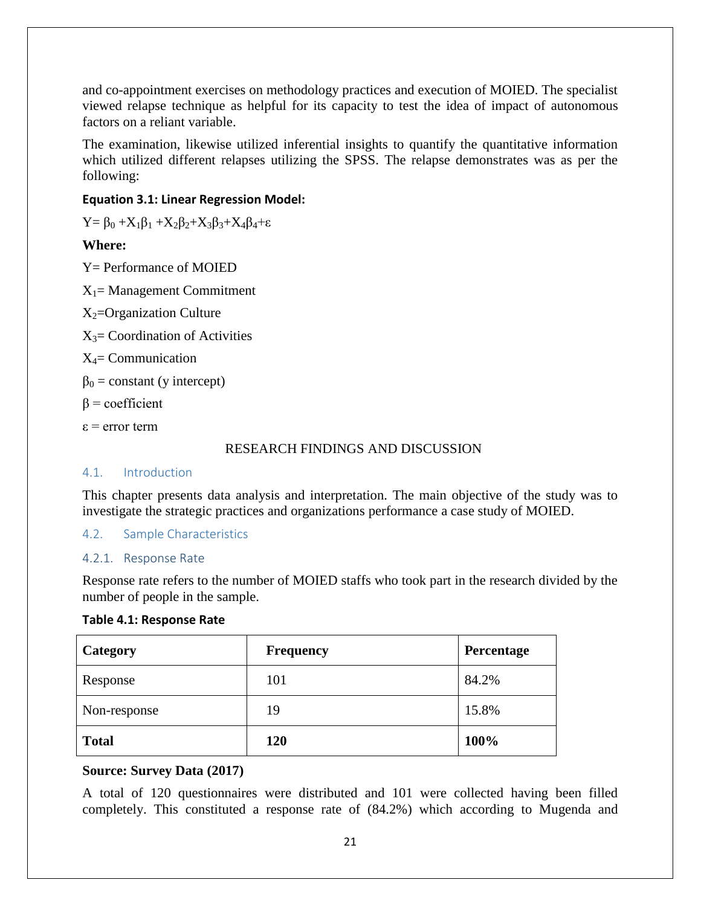and co-appointment exercises on methodology practices and execution of MOIED. The specialist viewed relapse technique as helpful for its capacity to test the idea of impact of autonomous factors on a reliant variable.

The examination, likewise utilized inferential insights to quantify the quantitative information which utilized different relapses utilizing the SPSS. The relapse demonstrates was as per the following:

**Equation 3.1: Linear Regression Model:**

$$Y = \beta_0 + X_1\beta_1 + X_2\beta_2 + X_3\beta_3 + X_4\beta_4 + \varepsilon$$

**Where:**

Y= Performance of MOIED

$X_1$= Management Commitment

$X_2$=Organization Culture

$X_3$= Coordination of Activities

$X_4$= Communication

$\beta_0$ = constant (y intercept)

$\beta$ = coefficient

$\varepsilon$ = error term

# RESEARCH FINDINGS AND DISCUSSION

## 4.1. Introduction

This chapter presents data analysis and interpretation. The main objective of the study was to investigate the strategic practices and organizations performance a case study of MOIED.

## 4.2. Sample Characteristics

### 4.2.1. Response Rate

Response rate refers to the number of MOIED staffs who took part in the research divided by the number of people in the sample.

**Table 4.1: Response Rate**

| Category | Frequency | Percentage |
|---|---|---|
| Response | 101 | 84.2% |
| Non-response | 19 | 15.8% |
| **Total** | **120** | **100%** |

**Source: Survey Data (2017)**

A total of 120 questionnaires were distributed and 101 were collected having been filled completely. This constituted a response rate of (84.2%) which according to Mugenda and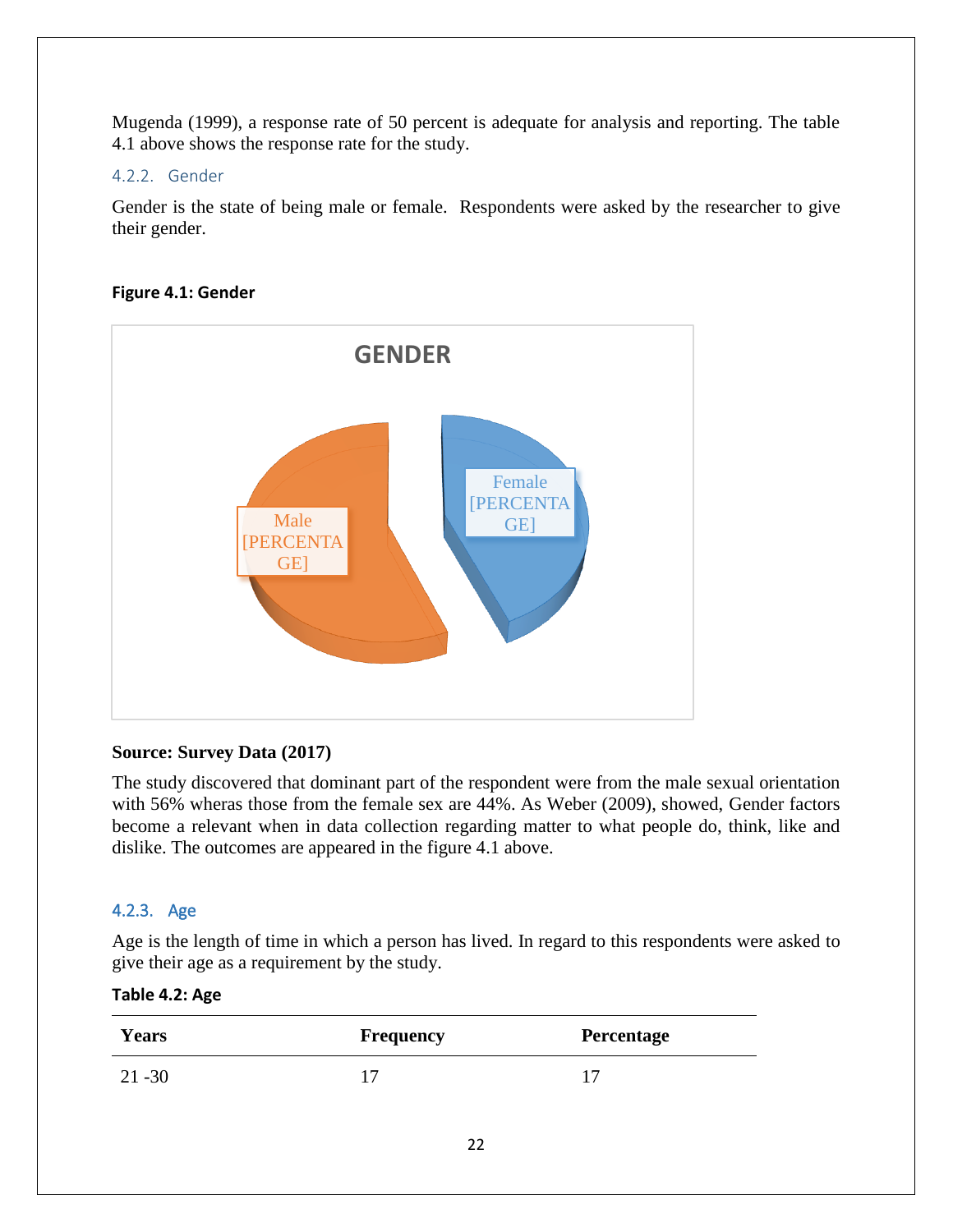Mugenda (1999), a response rate of 50 percent is adequate for analysis and reporting. The table 4.1 above shows the response rate for the study.

### 4.2.2. Gender

Gender is the state of being male or female. Respondents were asked by the researcher to give their gender.

**Figure 4.1: Gender**

GENDER

Male [PERCENTAGE]

Female [PERCENTAGE]

**Source: Survey Data (2017)**

The study discovered that dominant part of the respondent were from the male sexual orientation with 56% wheras those from the female sex are 44%. As Weber (2009), showed, Gender factors become a relevant when in data collection regarding matter to what people do, think, like and dislike. The outcomes are appeared in the figure 4.1 above.

### 4.2.3. Age

Age is the length of time in which a person has lived. In regard to this respondents were asked to give their age as a requirement by the study.

**Table 4.2: Age**

| Years | Frequency | Percentage |
|---|---|---|
| 21 -30 | 17 | 17 |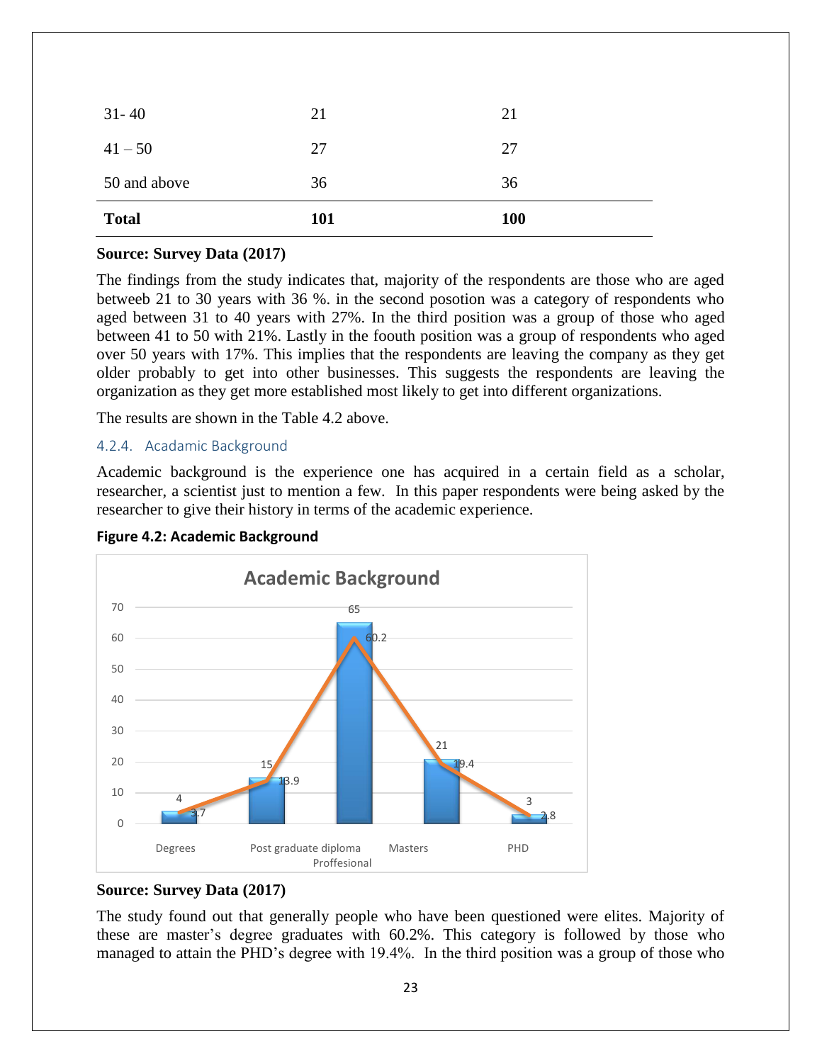| 31- 40 | 21 | 21 |
|---|---|---|
| 41 – 50 | 27 | 27 |
| 50 and above | 36 | 36 |
| **Total** | **101** | **100** |

**Source: Survey Data (2017)**

The findings from the study indicates that, majority of the respondents are those who are aged betweeb 21 to 30 years with 36 %. in the second posotion was a category of respondents who aged between 31 to 40 years with 27%. In the third position was a group of those who aged between 41 to 50 with 21%. Lastly in the foouth position was a group of respondents who aged over 50 years with 17%. This implies that the respondents are leaving the company as they get older probably to get into other businesses. This suggests the respondents are leaving the organization as they get more established most likely to get into different organizations.

The results are shown in the Table 4.2 above.

### 4.2.4. Acadamic Background

Academic background is the experience one has acquired in a certain field as a scholar, researcher, a scientist just to mention a few. In this paper respondents were being asked by the researcher to give their history in terms of the academic experience.

**Figure 4.2: Academic Background**

| | Degrees | Post graduate diploma | Proffesional | Masters | PHD |
|---|---|---|---|---|---|
| Frequency | 4 | 15 | 65 | 21 | 3 |
| Percentage | 3.7 | 13.9 | 60.2 | 19.4 | 2.8 |

**Source: Survey Data (2017)**

The study found out that generally people who have been questioned were elites. Majority of these are master's degree graduates with 60.2%. This category is followed by those who managed to attain the PHD's degree with 19.4%. In the third position was a group of those who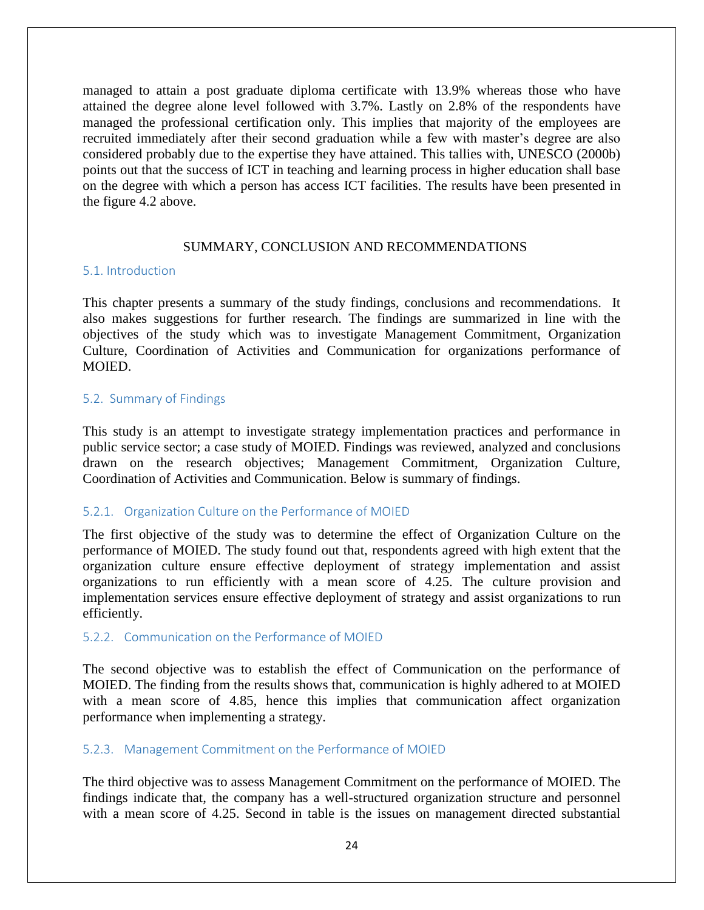managed to attain a post graduate diploma certificate with 13.9% whereas those who have attained the degree alone level followed with 3.7%. Lastly on 2.8% of the respondents have managed the professional certification only. This implies that majority of the employees are recruited immediately after their second graduation while a few with master's degree are also considered probably due to the expertise they have attained. This tallies with, UNESCO (2000b) points out that the success of ICT in teaching and learning process in higher education shall base on the degree with which a person has access ICT facilities. The results have been presented in the figure 4.2 above.

# SUMMARY, CONCLUSION AND RECOMMENDATIONS

## 5.1. Introduction

This chapter presents a summary of the study findings, conclusions and recommendations. It also makes suggestions for further research. The findings are summarized in line with the objectives of the study which was to investigate Management Commitment, Organization Culture, Coordination of Activities and Communication for organizations performance of MOIED.

## 5.2. Summary of Findings

This study is an attempt to investigate strategy implementation practices and performance in public service sector; a case study of MOIED. Findings was reviewed, analyzed and conclusions drawn on the research objectives; Management Commitment, Organization Culture, Coordination of Activities and Communication. Below is summary of findings.

### 5.2.1. Organization Culture on the Performance of MOIED

The first objective of the study was to determine the effect of Organization Culture on the performance of MOIED. The study found out that, respondents agreed with high extent that the organization culture ensure effective deployment of strategy implementation and assist organizations to run efficiently with a mean score of 4.25. The culture provision and implementation services ensure effective deployment of strategy and assist organizations to run efficiently.

### 5.2.2. Communication on the Performance of MOIED

The second objective was to establish the effect of Communication on the performance of MOIED. The finding from the results shows that, communication is highly adhered to at MOIED with a mean score of 4.85, hence this implies that communication affect organization performance when implementing a strategy.

### 5.2.3. Management Commitment on the Performance of MOIED

The third objective was to assess Management Commitment on the performance of MOIED. The findings indicate that, the company has a well-structured organization structure and personnel with a mean score of 4.25. Second in table is the issues on management directed substantial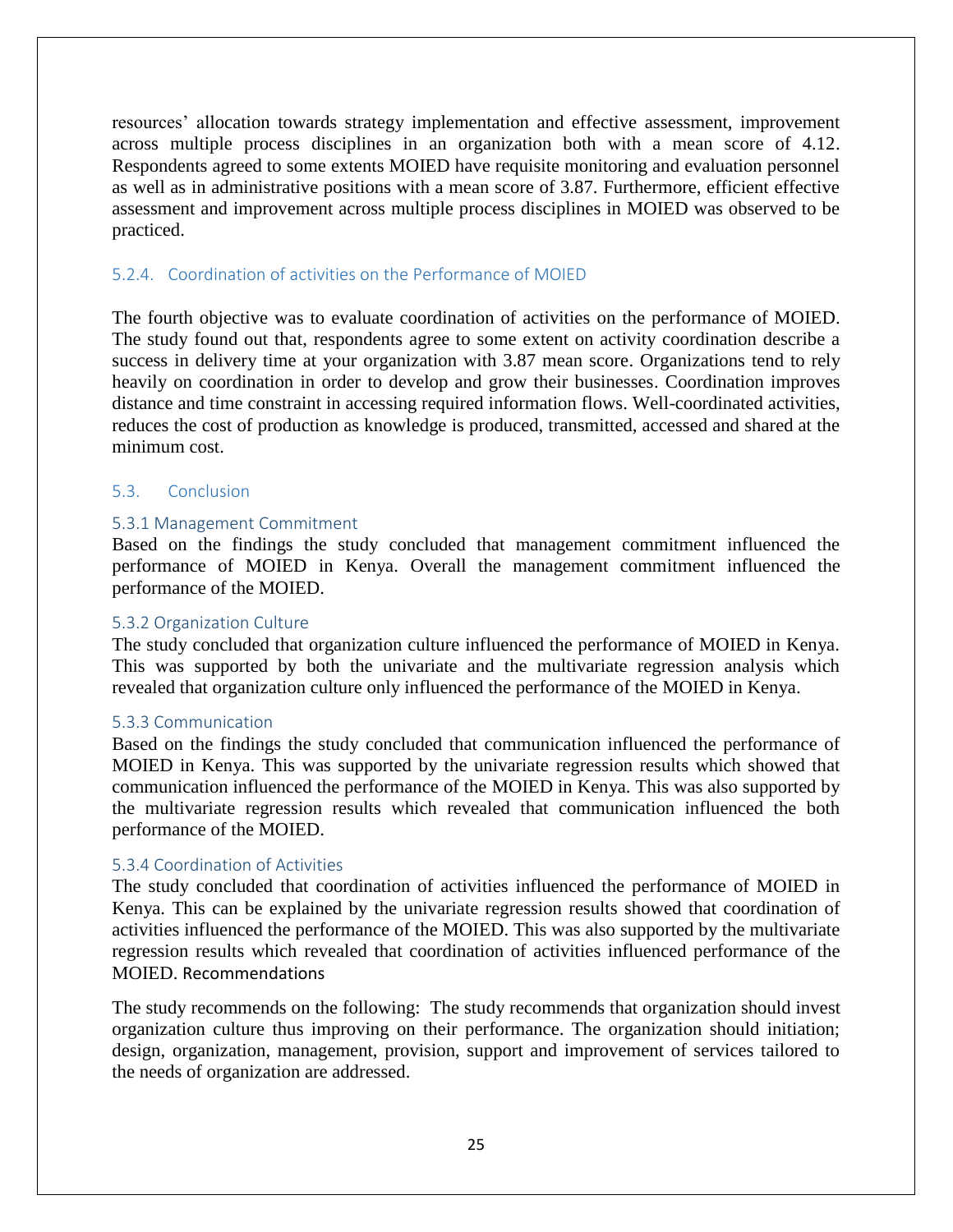resources' allocation towards strategy implementation and effective assessment, improvement across multiple process disciplines in an organization both with a mean score of 4.12. Respondents agreed to some extents MOIED have requisite monitoring and evaluation personnel as well as in administrative positions with a mean score of 3.87. Furthermore, efficient effective assessment and improvement across multiple process disciplines in MOIED was observed to be practiced.

### 5.2.4. Coordination of activities on the Performance of MOIED

The fourth objective was to evaluate coordination of activities on the performance of MOIED. The study found out that, respondents agree to some extent on activity coordination describe a success in delivery time at your organization with 3.87 mean score. Organizations tend to rely heavily on coordination in order to develop and grow their businesses. Coordination improves distance and time constraint in accessing required information flows. Well-coordinated activities, reduces the cost of production as knowledge is produced, transmitted, accessed and shared at the minimum cost.

## 5.3. Conclusion

### 5.3.1 Management Commitment

Based on the findings the study concluded that management commitment influenced the performance of MOIED in Kenya. Overall the management commitment influenced the performance of the MOIED.

### 5.3.2 Organization Culture

The study concluded that organization culture influenced the performance of MOIED in Kenya. This was supported by both the univariate and the multivariate regression analysis which revealed that organization culture only influenced the performance of the MOIED in Kenya.

### 5.3.3 Communication

Based on the findings the study concluded that communication influenced the performance of MOIED in Kenya. This was supported by the univariate regression results which showed that communication influenced the performance of the MOIED in Kenya. This was also supported by the multivariate regression results which revealed that communication influenced the both performance of the MOIED.

### 5.3.4 Coordination of Activities

The study concluded that coordination of activities influenced the performance of MOIED in Kenya. This can be explained by the univariate regression results showed that coordination of activities influenced the performance of the MOIED. This was also supported by the multivariate regression results which revealed that coordination of activities influenced performance of the MOIED. Recommendations

The study recommends on the following: The study recommends that organization should invest organization culture thus improving on their performance. The organization should initiation; design, organization, management, provision, support and improvement of services tailored to the needs of organization are addressed.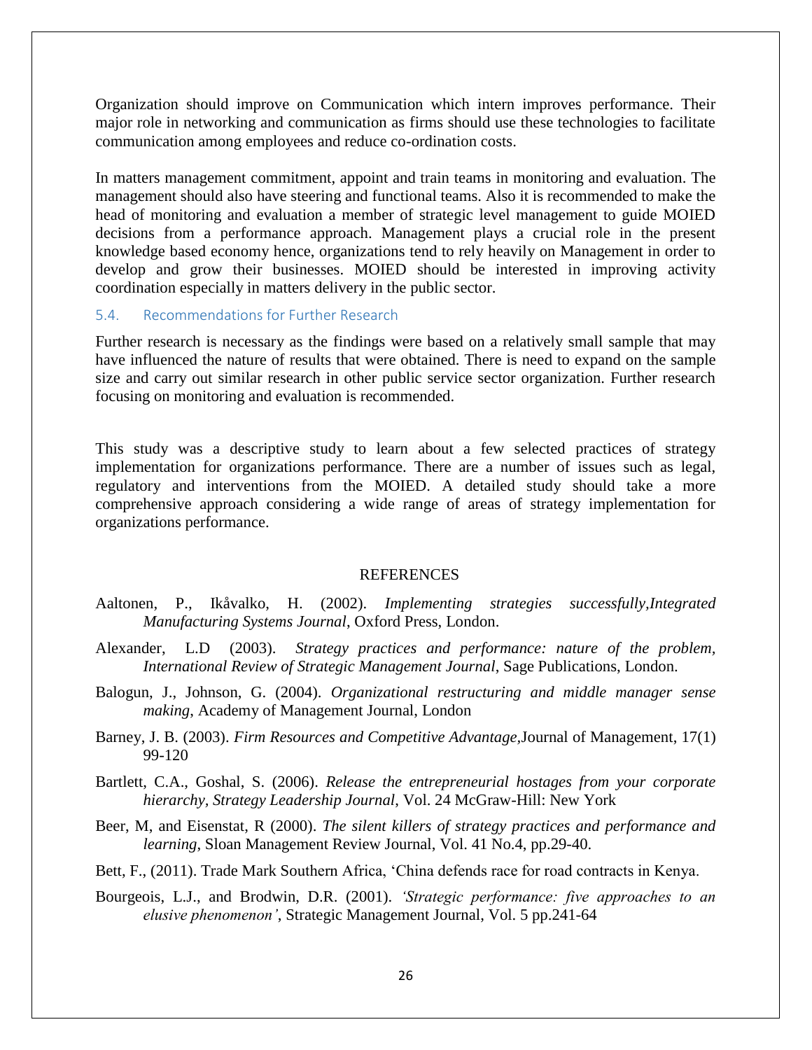Organization should improve on Communication which intern improves performance. Their major role in networking and communication as firms should use these technologies to facilitate communication among employees and reduce co-ordination costs.

In matters management commitment, appoint and train teams in monitoring and evaluation. The management should also have steering and functional teams. Also it is recommended to make the head of monitoring and evaluation a member of strategic level management to guide MOIED decisions from a performance approach. Management plays a crucial role in the present knowledge based economy hence, organizations tend to rely heavily on Management in order to develop and grow their businesses. MOIED should be interested in improving activity coordination especially in matters delivery in the public sector.

### 5.4. Recommendations for Further Research

Further research is necessary as the findings were based on a relatively small sample that may have influenced the nature of results that were obtained. There is need to expand on the sample size and carry out similar research in other public service sector organization. Further research focusing on monitoring and evaluation is recommended.

This study was a descriptive study to learn about a few selected practices of strategy implementation for organizations performance. There are a number of issues such as legal, regulatory and interventions from the MOIED. A detailed study should take a more comprehensive approach considering a wide range of areas of strategy implementation for organizations performance.

## REFERENCES

Aaltonen, P., Ikåvalko, H. (2002). *Implementing strategies successfully,Integrated Manufacturing Systems Journal*, Oxford Press, London.

Alexander, L.D (2003). *Strategy practices and performance: nature of the problem, International Review of Strategic Management Journal*, Sage Publications, London.

Balogun, J., Johnson, G. (2004). *Organizational restructuring and middle manager sense making*, Academy of Management Journal, London

Barney, J. B. (2003). *Firm Resources and Competitive Advantage,*Journal of Management, 17(1) 99-120

Bartlett, C.A., Goshal, S. (2006). *Release the entrepreneurial hostages from your corporate hierarchy, Strategy Leadership Journal*, Vol. 24 McGraw-Hill: New York

Beer, M, and Eisenstat, R (2000). *The silent killers of strategy practices and performance and learning*, Sloan Management Review Journal, Vol. 41 No.4, pp.29-40.

Bett, F., (2011). Trade Mark Southern Africa, 'China defends race for road contracts in Kenya.

Bourgeois, L.J., and Brodwin, D.R. (2001). *'Strategic performance: five approaches to an elusive phenomenon'*, Strategic Management Journal, Vol. 5 pp.241-64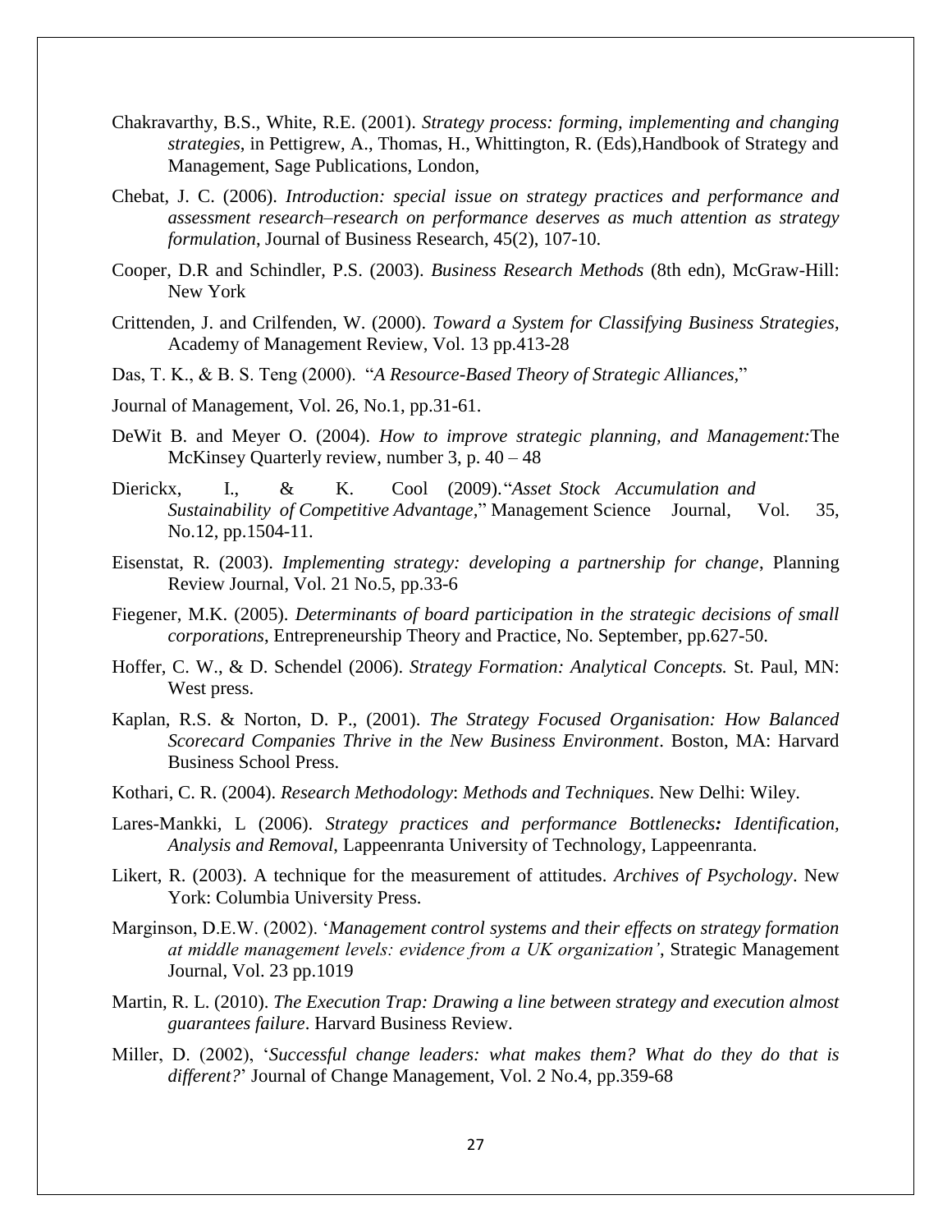Chakravarthy, B.S., White, R.E. (2001). *Strategy process: forming, implementing and changing strategies*, in Pettigrew, A., Thomas, H., Whittington, R. (Eds),Handbook of Strategy and Management, Sage Publications, London,

Chebat, J. C. (2006). *Introduction: special issue on strategy practices and performance and assessment research–research on performance deserves as much attention as strategy formulation*, Journal of Business Research, 45(2), 107-10.

Cooper, D.R and Schindler, P.S. (2003). *Business Research Methods* (8th edn), McGraw-Hill: New York

Crittenden, J. and Crilfenden, W. (2000). *Toward a System for Classifying Business Strategies*, Academy of Management Review, Vol. 13 pp.413-28

Das, T. K., & B. S. Teng (2000). "*A Resource-Based Theory of Strategic Alliances,*"

Journal of Management, Vol. 26, No.1, pp.31-61.

DeWit B. and Meyer O. (2004). *How to improve strategic planning, and Management:*The McKinsey Quarterly review, number 3, p. 40 – 48

Dierickx, I., & K. Cool (2009).*"Asset Stock Accumulation and Sustainability of Competitive Advantage,"* Management Science Journal, Vol. 35, No.12, pp.1504-11.

Eisenstat, R. (2003). *Implementing strategy: developing a partnership for change*, Planning Review Journal, Vol. 21 No.5, pp.33-6

Fiegener, M.K. (2005). *Determinants of board participation in the strategic decisions of small corporations*, Entrepreneurship Theory and Practice, No. September, pp.627-50.

Hoffer, C. W., & D. Schendel (2006). *Strategy Formation: Analytical Concepts.* St. Paul, MN: West press.

Kaplan, R.S. & Norton, D. P., (2001). *The Strategy Focused Organisation: How Balanced Scorecard Companies Thrive in the New Business Environment*. Boston, MA: Harvard Business School Press.

Kothari, C. R. (2004). *Research Methodology*: *Methods and Techniques*. New Delhi: Wiley.

Lares-Mankki, L (2006). *Strategy practices and performance Bottlenecks: Identification, Analysis and Removal*, Lappeenranta University of Technology, Lappeenranta.

Likert, R. (2003). A technique for the measurement of attitudes. *Archives of Psychology*. New York: Columbia University Press.

Marginson, D.E.W. (2002). '*Management control systems and their effects on strategy formation at middle management levels: evidence from a UK organization'*, Strategic Management Journal, Vol. 23 pp.1019

Martin, R. L. (2010). *The Execution Trap: Drawing a line between strategy and execution almost guarantees failure*. Harvard Business Review.

Miller, D. (2002), '*Successful change leaders: what makes them? What do they do that is different?*' Journal of Change Management, Vol. 2 No.4, pp.359-68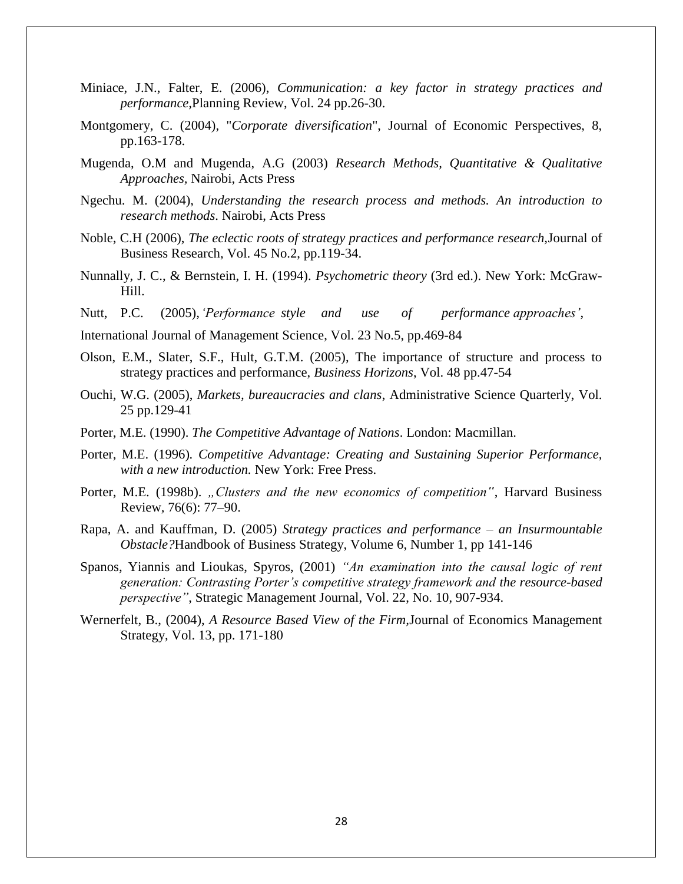Miniace, J.N., Falter, E. (2006), *Communication: a key factor in strategy practices and performance,*Planning Review, Vol. 24 pp.26-30.

Montgomery, C. (2004), "*Corporate diversification*", Journal of Economic Perspectives, 8, pp.163-178.

Mugenda, O.M and Mugenda, A.G (2003) *Research Methods, Quantitative & Qualitative Approaches,* Nairobi, Acts Press

Ngechu. M. (2004), *Understanding the research process and methods. An introduction to research methods*. Nairobi, Acts Press

Noble, C.H (2006), *The eclectic roots of strategy practices and performance research,*Journal of Business Research, Vol. 45 No.2, pp.119-34.

Nunnally, J. C., & Bernstein, I. H. (1994). *Psychometric theory* (3rd ed.). New York: McGraw-Hill.

Nutt, P.C. (2005), *'Performance style and use of performance approaches'*,

International Journal of Management Science, Vol. 23 No.5, pp.469-84

Olson, E.M., Slater, S.F., Hult, G.T.M. (2005), The importance of structure and process to strategy practices and performance, *Business Horizons*, Vol. 48 pp.47-54

Ouchi, W.G. (2005), *Markets, bureaucracies and clans*, Administrative Science Quarterly, Vol. 25 pp.129-41

Porter, M.E. (1990). *The Competitive Advantage of Nations*. London: Macmillan.

Porter, M.E. (1996). *Competitive Advantage: Creating and Sustaining Superior Performance, with a new introduction.* New York: Free Press.

Porter, M.E. (1998b). *„Clusters and the new economics of competition"*, Harvard Business Review, 76(6): 77–90.

Rapa, A. and Kauffman, D. (2005) *Strategy practices and performance – an Insurmountable Obstacle?*Handbook of Business Strategy, Volume 6, Number 1, pp 141-146

Spanos, Yiannis and Lioukas, Spyros, (2001) *"An examination into the causal logic of rent generation: Contrasting Porter's competitive strategy framework and the resource-based perspective"*, Strategic Management Journal, Vol. 22, No. 10, 907-934.

Wernerfelt, B., (2004), *A Resource Based View of the Firm,*Journal of Economics Management Strategy, Vol. 13, pp. 171-180